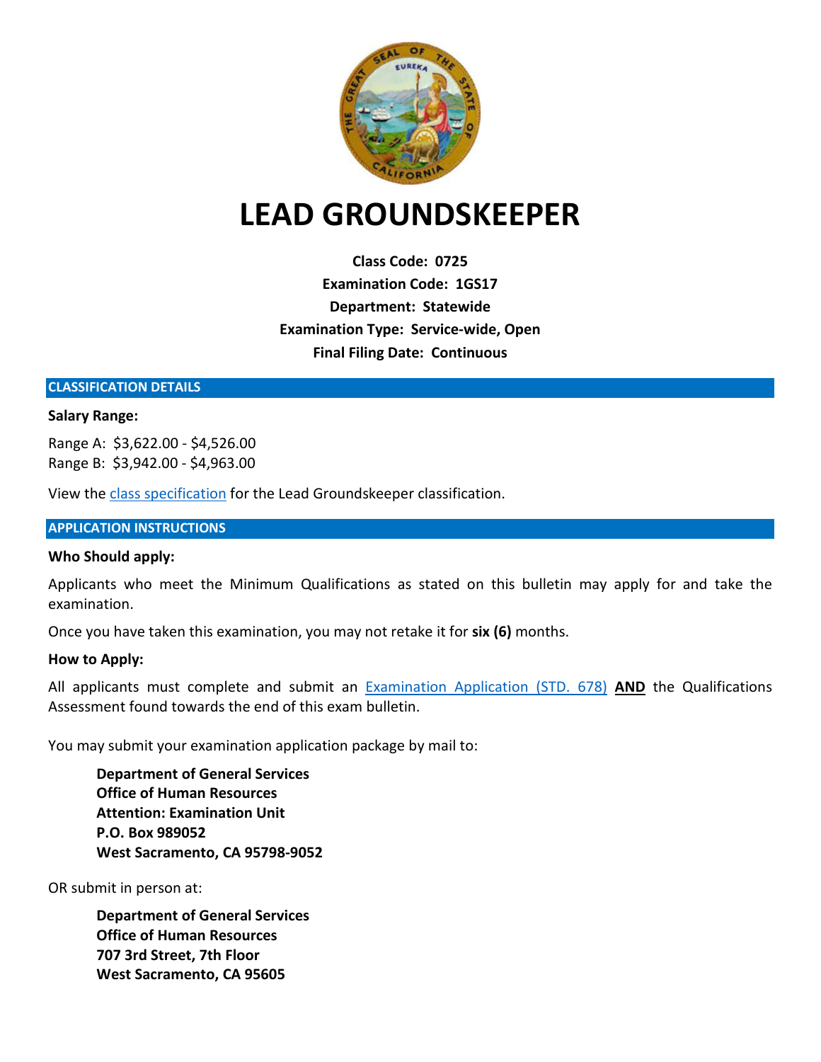# LEAD GROUNDSKEEPER

**Class Code: 0725**
**Examination Code: 1GS17**
**Department: Statewide**
**Examination Type: Service-wide, Open**
**Final Filing Date: Continuous**

## CLASSIFICATION DETAILS

**Salary Range:**

Range A: $3,622.00 - $4,526.00
Range B: $3,942.00 - $4,963.00

View the class specification for the Lead Groundskeeper classification.

## APPLICATION INSTRUCTIONS

**Who Should apply:**

Applicants who meet the Minimum Qualifications as stated on this bulletin may apply for and take the examination.

Once you have taken this examination, you may not retake it for **six (6)** months.

**How to Apply:**

All applicants must complete and submit an Examination Application (STD. 678) **AND** the Qualifications Assessment found towards the end of this exam bulletin.

You may submit your examination application package by mail to:

> **Department of General Services**
> **Office of Human Resources**
> **Attention: Examination Unit**
> **P.O. Box 989052**
> **West Sacramento, CA 95798-9052**

OR submit in person at:

> **Department of General Services**
> **Office of Human Resources**
> **707 3rd Street, 7th Floor**
> **West Sacramento, CA 95605**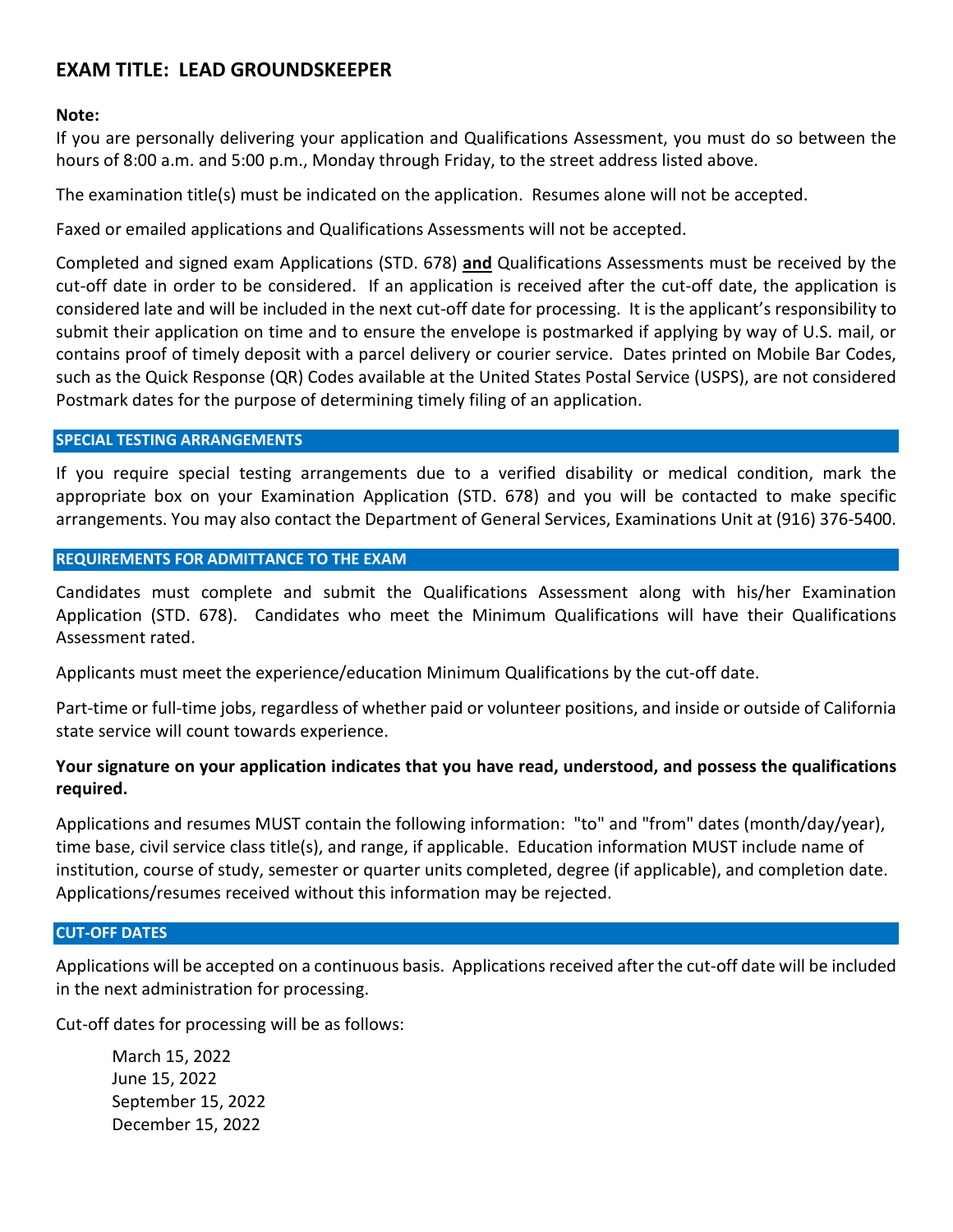## EXAM TITLE: LEAD GROUNDSKEEPER

**Note:**

If you are personally delivering your application and Qualifications Assessment, you must do so between the hours of 8:00 a.m. and 5:00 p.m., Monday through Friday, to the street address listed above.

The examination title(s) must be indicated on the application. Resumes alone will not be accepted.

Faxed or emailed applications and Qualifications Assessments will not be accepted.

Completed and signed exam Applications (STD. 678) **and** Qualifications Assessments must be received by the cut-off date in order to be considered. If an application is received after the cut-off date, the application is considered late and will be included in the next cut-off date for processing. It is the applicant's responsibility to submit their application on time and to ensure the envelope is postmarked if applying by way of U.S. mail, or contains proof of timely deposit with a parcel delivery or courier service. Dates printed on Mobile Bar Codes, such as the Quick Response (QR) Codes available at the United States Postal Service (USPS), are not considered Postmark dates for the purpose of determining timely filing of an application.

### SPECIAL TESTING ARRANGEMENTS

If you require special testing arrangements due to a verified disability or medical condition, mark the appropriate box on your Examination Application (STD. 678) and you will be contacted to make specific arrangements. You may also contact the Department of General Services, Examinations Unit at (916) 376-5400.

### REQUIREMENTS FOR ADMITTANCE TO THE EXAM

Candidates must complete and submit the Qualifications Assessment along with his/her Examination Application (STD. 678). Candidates who meet the Minimum Qualifications will have their Qualifications Assessment rated.

Applicants must meet the experience/education Minimum Qualifications by the cut-off date.

Part-time or full-time jobs, regardless of whether paid or volunteer positions, and inside or outside of California state service will count towards experience.

**Your signature on your application indicates that you have read, understood, and possess the qualifications required.**

Applications and resumes MUST contain the following information: "to" and "from" dates (month/day/year), time base, civil service class title(s), and range, if applicable. Education information MUST include name of institution, course of study, semester or quarter units completed, degree (if applicable), and completion date. Applications/resumes received without this information may be rejected.

### CUT-OFF DATES

Applications will be accepted on a continuous basis. Applications received after the cut-off date will be included in the next administration for processing.

Cut-off dates for processing will be as follows:

- March 15, 2022
- June 15, 2022
- September 15, 2022
- December 15, 2022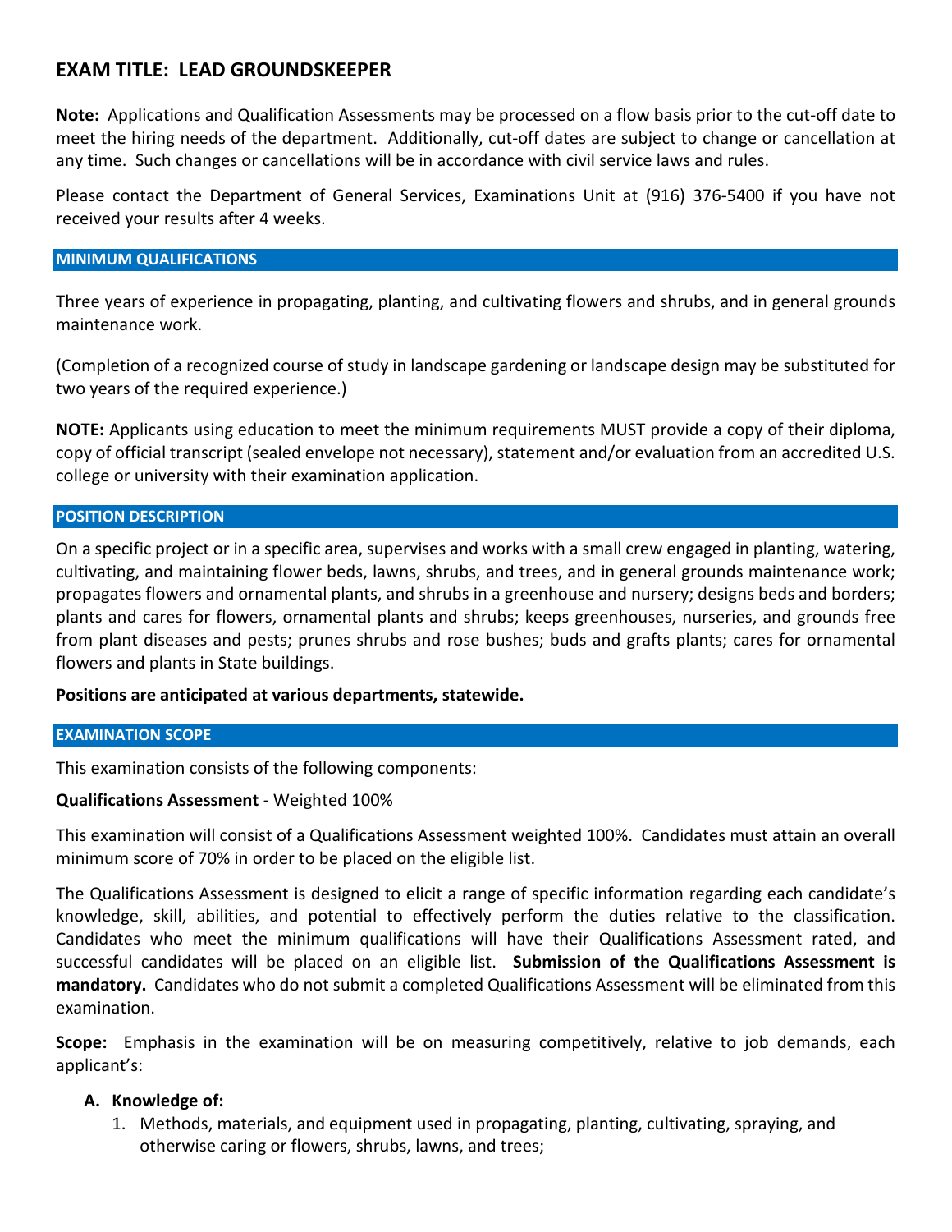## EXAM TITLE: LEAD GROUNDSKEEPER

**Note:** Applications and Qualification Assessments may be processed on a flow basis prior to the cut-off date to meet the hiring needs of the department. Additionally, cut-off dates are subject to change or cancellation at any time. Such changes or cancellations will be in accordance with civil service laws and rules.

Please contact the Department of General Services, Examinations Unit at (916) 376-5400 if you have not received your results after 4 weeks.

### MINIMUM QUALIFICATIONS

Three years of experience in propagating, planting, and cultivating flowers and shrubs, and in general grounds maintenance work.

(Completion of a recognized course of study in landscape gardening or landscape design may be substituted for two years of the required experience.)

**NOTE:** Applicants using education to meet the minimum requirements MUST provide a copy of their diploma, copy of official transcript (sealed envelope not necessary), statement and/or evaluation from an accredited U.S. college or university with their examination application.

### POSITION DESCRIPTION

On a specific project or in a specific area, supervises and works with a small crew engaged in planting, watering, cultivating, and maintaining flower beds, lawns, shrubs, and trees, and in general grounds maintenance work; propagates flowers and ornamental plants, and shrubs in a greenhouse and nursery; designs beds and borders; plants and cares for flowers, ornamental plants and shrubs; keeps greenhouses, nurseries, and grounds free from plant diseases and pests; prunes shrubs and rose bushes; buds and grafts plants; cares for ornamental flowers and plants in State buildings.

**Positions are anticipated at various departments, statewide.**

### EXAMINATION SCOPE

This examination consists of the following components:

**Qualifications Assessment** - Weighted 100%

This examination will consist of a Qualifications Assessment weighted 100%. Candidates must attain an overall minimum score of 70% in order to be placed on the eligible list.

The Qualifications Assessment is designed to elicit a range of specific information regarding each candidate's knowledge, skill, abilities, and potential to effectively perform the duties relative to the classification. Candidates who meet the minimum qualifications will have their Qualifications Assessment rated, and successful candidates will be placed on an eligible list. **Submission of the Qualifications Assessment is mandatory.** Candidates who do not submit a completed Qualifications Assessment will be eliminated from this examination.

**Scope:** Emphasis in the examination will be on measuring competitively, relative to job demands, each applicant's:

**A. Knowledge of:**

1. Methods, materials, and equipment used in propagating, planting, cultivating, spraying, and otherwise caring or flowers, shrubs, lawns, and trees;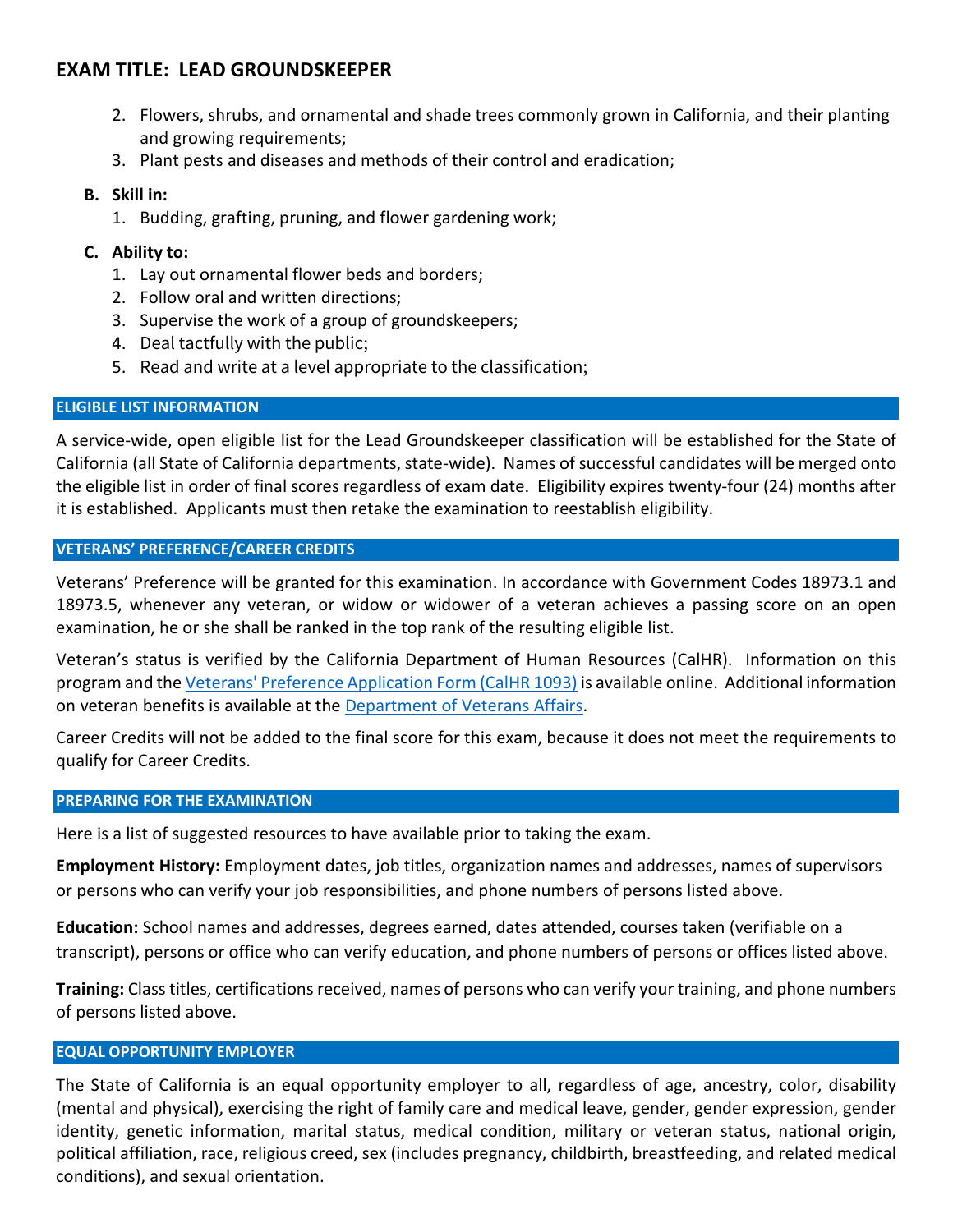2. Flowers, shrubs, and ornamental and shade trees commonly grown in California, and their planting and growing requirements;
3. Plant pests and diseases and methods of their control and eradication;

**B. Skill in:**

1. Budding, grafting, pruning, and flower gardening work;

**C. Ability to:**

1. Lay out ornamental flower beds and borders;
2. Follow oral and written directions;
3. Supervise the work of a group of groundskeepers;
4. Deal tactfully with the public;
5. Read and write at a level appropriate to the classification;

## ELIGIBLE LIST INFORMATION

A service-wide, open eligible list for the Lead Groundskeeper classification will be established for the State of California (all State of California departments, state-wide). Names of successful candidates will be merged onto the eligible list in order of final scores regardless of exam date. Eligibility expires twenty-four (24) months after it is established. Applicants must then retake the examination to reestablish eligibility.

## VETERANS' PREFERENCE/CAREER CREDITS

Veterans' Preference will be granted for this examination. In accordance with Government Codes 18973.1 and 18973.5, whenever any veteran, or widow or widower of a veteran achieves a passing score on an open examination, he or she shall be ranked in the top rank of the resulting eligible list.

Veteran's status is verified by the California Department of Human Resources (CalHR). Information on this program and the [Veterans' Preference Application Form (CalHR 1093)] is available online. Additional information on veteran benefits is available at the [Department of Veterans Affairs].

Career Credits will not be added to the final score for this exam, because it does not meet the requirements to qualify for Career Credits.

## PREPARING FOR THE EXAMINATION

Here is a list of suggested resources to have available prior to taking the exam.

**Employment History:** Employment dates, job titles, organization names and addresses, names of supervisors or persons who can verify your job responsibilities, and phone numbers of persons listed above.

**Education:** School names and addresses, degrees earned, dates attended, courses taken (verifiable on a transcript), persons or office who can verify education, and phone numbers of persons or offices listed above.

**Training:** Class titles, certifications received, names of persons who can verify your training, and phone numbers of persons listed above.

## EQUAL OPPORTUNITY EMPLOYER

The State of California is an equal opportunity employer to all, regardless of age, ancestry, color, disability (mental and physical), exercising the right of family care and medical leave, gender, gender expression, gender identity, genetic information, marital status, medical condition, military or veteran status, national origin, political affiliation, race, religious creed, sex (includes pregnancy, childbirth, breastfeeding, and related medical conditions), and sexual orientation.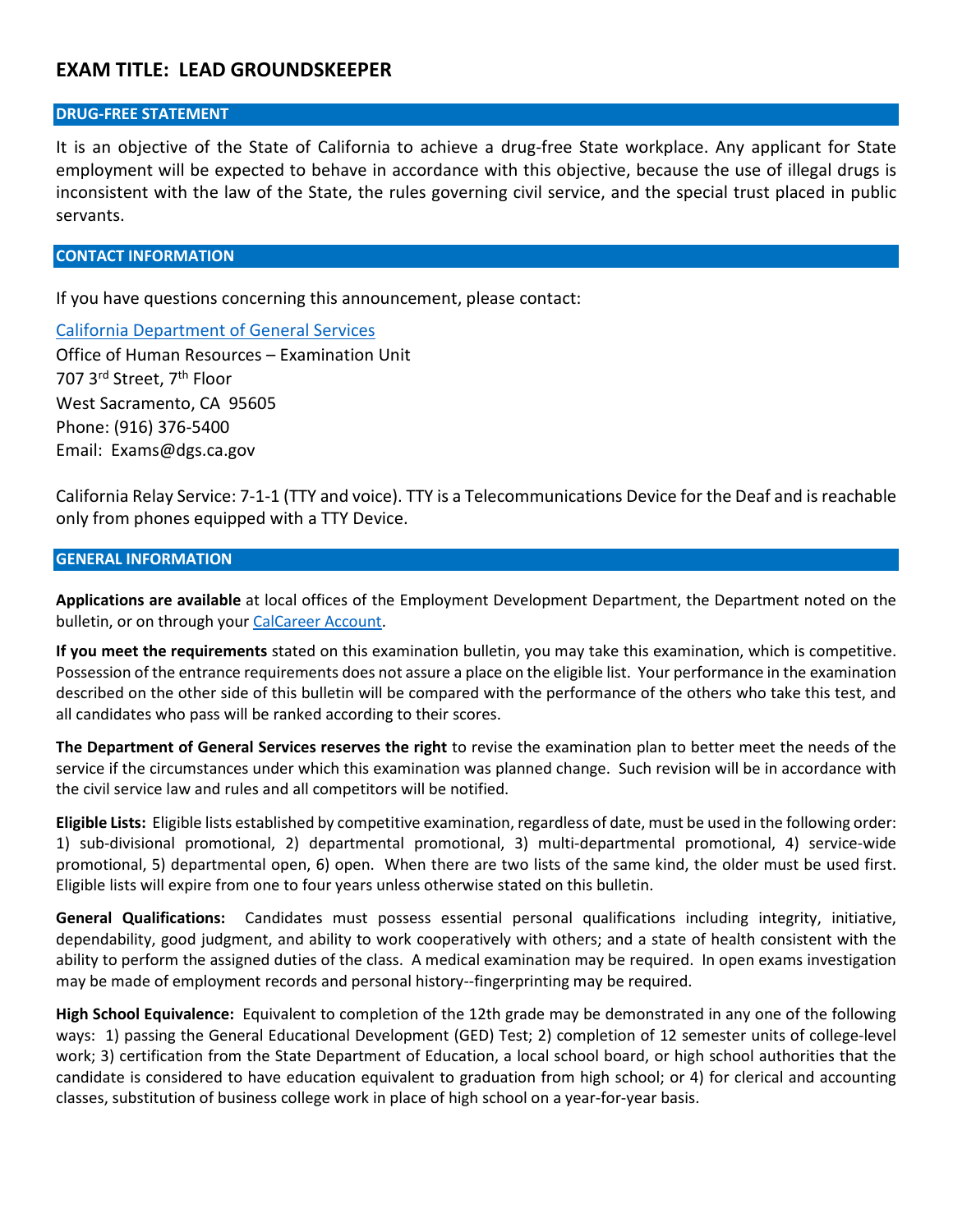## EXAM TITLE: LEAD GROUNDSKEEPER

### DRUG-FREE STATEMENT

It is an objective of the State of California to achieve a drug-free State workplace. Any applicant for State employment will be expected to behave in accordance with this objective, because the use of illegal drugs is inconsistent with the law of the State, the rules governing civil service, and the special trust placed in public servants.

### CONTACT INFORMATION

If you have questions concerning this announcement, please contact:

California Department of General Services
Office of Human Resources – Examination Unit
707 3rd Street, 7th Floor
West Sacramento, CA 95605
Phone: (916) 376-5400
Email: Exams@dgs.ca.gov

California Relay Service: 7-1-1 (TTY and voice). TTY is a Telecommunications Device for the Deaf and is reachable only from phones equipped with a TTY Device.

### GENERAL INFORMATION

**Applications are available** at local offices of the Employment Development Department, the Department noted on the bulletin, or on through your CalCareer Account.

**If you meet the requirements** stated on this examination bulletin, you may take this examination, which is competitive. Possession of the entrance requirements does not assure a place on the eligible list. Your performance in the examination described on the other side of this bulletin will be compared with the performance of the others who take this test, and all candidates who pass will be ranked according to their scores.

**The Department of General Services reserves the right** to revise the examination plan to better meet the needs of the service if the circumstances under which this examination was planned change. Such revision will be in accordance with the civil service law and rules and all competitors will be notified.

**Eligible Lists:** Eligible lists established by competitive examination, regardless of date, must be used in the following order: 1) sub-divisional promotional, 2) departmental promotional, 3) multi-departmental promotional, 4) service-wide promotional, 5) departmental open, 6) open. When there are two lists of the same kind, the older must be used first. Eligible lists will expire from one to four years unless otherwise stated on this bulletin.

**General Qualifications:** Candidates must possess essential personal qualifications including integrity, initiative, dependability, good judgment, and ability to work cooperatively with others; and a state of health consistent with the ability to perform the assigned duties of the class. A medical examination may be required. In open exams investigation may be made of employment records and personal history--fingerprinting may be required.

**High School Equivalence:** Equivalent to completion of the 12th grade may be demonstrated in any one of the following ways: 1) passing the General Educational Development (GED) Test; 2) completion of 12 semester units of college-level work; 3) certification from the State Department of Education, a local school board, or high school authorities that the candidate is considered to have education equivalent to graduation from high school; or 4) for clerical and accounting classes, substitution of business college work in place of high school on a year-for-year basis.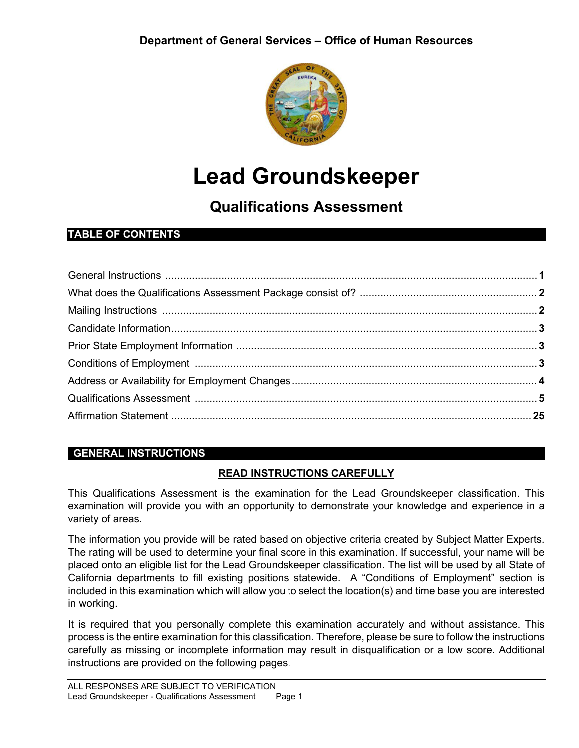**Department of General Services – Office of Human Resources**

# Lead Groundskeeper

## Qualifications Assessment

### TABLE OF CONTENTS

| | |
|---|---|
| General Instructions | **1** |
| What does the Qualifications Assessment Package consist of? | **2** |
| Mailing Instructions | **2** |
| Candidate Information | **3** |
| Prior State Employment Information | **3** |
| Conditions of Employment | **3** |
| Address or Availability for Employment Changes | **4** |
| Qualifications Assessment | **5** |
| Affirmation Statement | **25** |

### GENERAL INSTRUCTIONS

**READ INSTRUCTIONS CAREFULLY**

This Qualifications Assessment is the examination for the Lead Groundskeeper classification. This examination will provide you with an opportunity to demonstrate your knowledge and experience in a variety of areas.

The information you provide will be rated based on objective criteria created by Subject Matter Experts. The rating will be used to determine your final score in this examination. If successful, your name will be placed onto an eligible list for the Lead Groundskeeper classification. The list will be used by all State of California departments to fill existing positions statewide. A "Conditions of Employment" section is included in this examination which will allow you to select the location(s) and time base you are interested in working.

It is required that you personally complete this examination accurately and without assistance. This process is the entire examination for this classification. Therefore, please be sure to follow the instructions carefully as missing or incomplete information may result in disqualification or a low score. Additional instructions are provided on the following pages.

ALL RESPONSES ARE SUBJECT TO VERIFICATION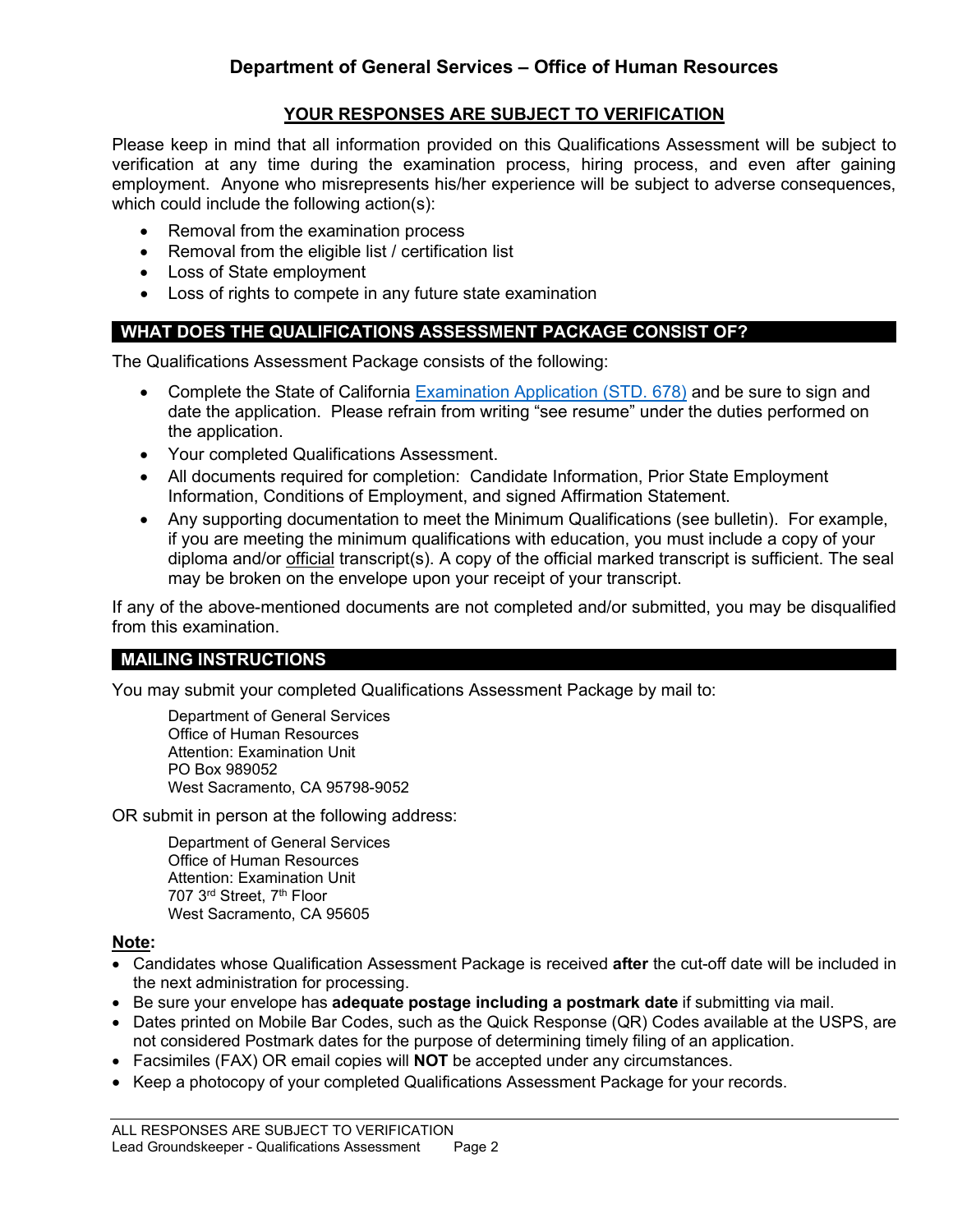## Department of General Services – Office of Human Resources

### YOUR RESPONSES ARE SUBJECT TO VERIFICATION

Please keep in mind that all information provided on this Qualifications Assessment will be subject to verification at any time during the examination process, hiring process, and even after gaining employment. Anyone who misrepresents his/her experience will be subject to adverse consequences, which could include the following action(s):

- Removal from the examination process
- Removal from the eligible list / certification list
- Loss of State employment
- Loss of rights to compete in any future state examination

## WHAT DOES THE QUALIFICATIONS ASSESSMENT PACKAGE CONSIST OF?

The Qualifications Assessment Package consists of the following:

- Complete the State of California Examination Application (STD. 678) and be sure to sign and date the application. Please refrain from writing "see resume" under the duties performed on the application.
- Your completed Qualifications Assessment.
- All documents required for completion: Candidate Information, Prior State Employment Information, Conditions of Employment, and signed Affirmation Statement.
- Any supporting documentation to meet the Minimum Qualifications (see bulletin). For example, if you are meeting the minimum qualifications with education, you must include a copy of your diploma and/or official transcript(s). A copy of the official marked transcript is sufficient. The seal may be broken on the envelope upon your receipt of your transcript.

If any of the above-mentioned documents are not completed and/or submitted, you may be disqualified from this examination.

## MAILING INSTRUCTIONS

You may submit your completed Qualifications Assessment Package by mail to:

Department of General Services
Office of Human Resources
Attention: Examination Unit
PO Box 989052
West Sacramento, CA 95798-9052

OR submit in person at the following address:

Department of General Services
Office of Human Resources
Attention: Examination Unit
707 3rd Street, 7th Floor
West Sacramento, CA 95605

**Note:**

- Candidates whose Qualification Assessment Package is received **after** the cut-off date will be included in the next administration for processing.
- Be sure your envelope has **adequate postage including a postmark date** if submitting via mail.
- Dates printed on Mobile Bar Codes, such as the Quick Response (QR) Codes available at the USPS, are not considered Postmark dates for the purpose of determining timely filing of an application.
- Facsimiles (FAX) OR email copies will **NOT** be accepted under any circumstances.
- Keep a photocopy of your completed Qualifications Assessment Package for your records.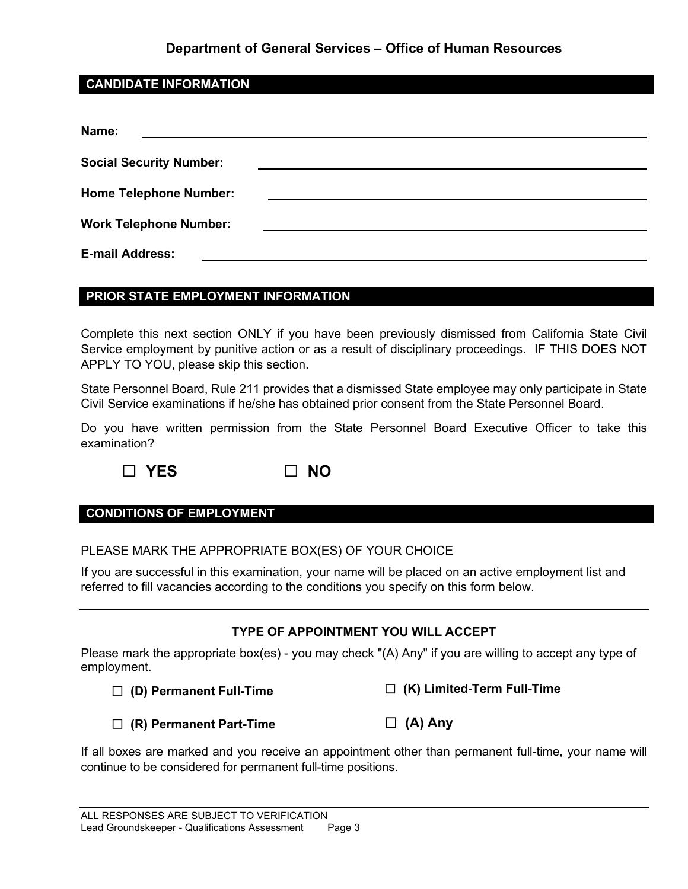## Department of General Services – Office of Human Resources

## CANDIDATE INFORMATION

**Name:** ______________________________

**Social Security Number:** ______________________________

**Home Telephone Number:** ______________________________

**Work Telephone Number:** ______________________________

**E-mail Address:** ______________________________

## PRIOR STATE EMPLOYMENT INFORMATION

Complete this next section ONLY if you have been previously dismissed from California State Civil Service employment by punitive action or as a result of disciplinary proceedings. IF THIS DOES NOT APPLY TO YOU, please skip this section.

State Personnel Board, Rule 211 provides that a dismissed State employee may only participate in State Civil Service examinations if he/she has obtained prior consent from the State Personnel Board.

Do you have written permission from the State Personnel Board Executive Officer to take this examination?

☐ **YES** ☐ **NO**

## CONDITIONS OF EMPLOYMENT

PLEASE MARK THE APPROPRIATE BOX(ES) OF YOUR CHOICE

If you are successful in this examination, your name will be placed on an active employment list and referred to fill vacancies according to the conditions you specify on this form below.

### TYPE OF APPOINTMENT YOU WILL ACCEPT

Please mark the appropriate box(es) - you may check "(A) Any" if you are willing to accept any type of employment.

☐ **(D) Permanent Full-Time**

☐ **(K) Limited-Term Full-Time**

☐ **(R) Permanent Part-Time**

☐ **(A) Any**

If all boxes are marked and you receive an appointment other than permanent full-time, your name will continue to be considered for permanent full-time positions.

ALL RESPONSES ARE SUBJECT TO VERIFICATION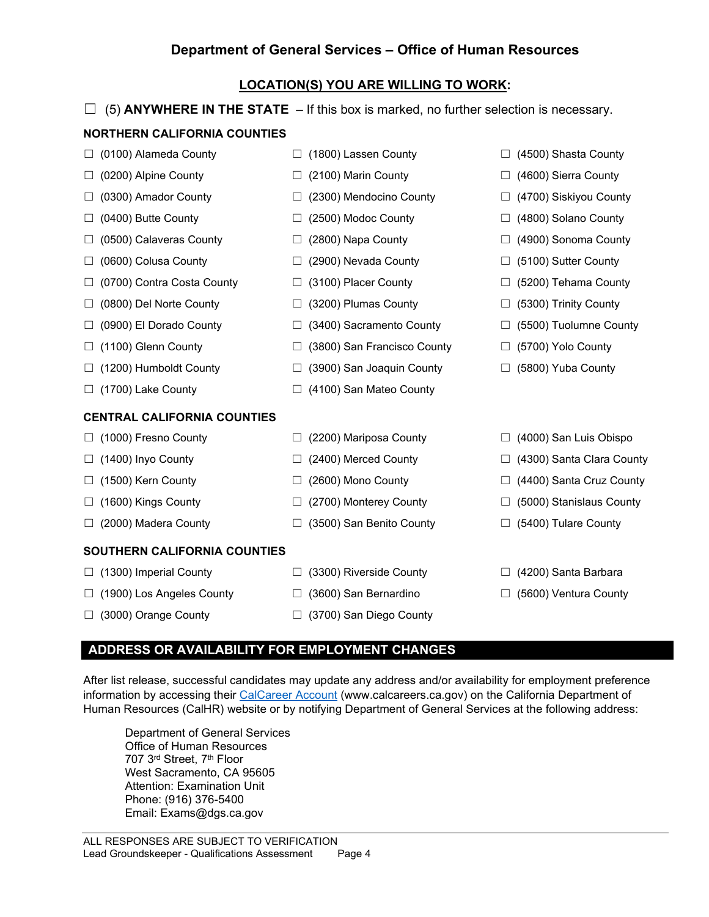## Department of General Services – Office of Human Resources

### LOCATION(S) YOU ARE WILLING TO WORK:

☐ (5) **ANYWHERE IN THE STATE** – If this box is marked, no further selection is necessary.

**NORTHERN CALIFORNIA COUNTIES**

☐ (0100) Alameda County
☐ (0200) Alpine County
☐ (0300) Amador County
☐ (0400) Butte County
☐ (0500) Calaveras County
☐ (0600) Colusa County
☐ (0700) Contra Costa County
☐ (0800) Del Norte County
☐ (0900) El Dorado County
☐ (1100) Glenn County
☐ (1200) Humboldt County
☐ (1700) Lake County
☐ (1800) Lassen County
☐ (2100) Marin County
☐ (2300) Mendocino County
☐ (2500) Modoc County
☐ (2800) Napa County
☐ (2900) Nevada County
☐ (3100) Placer County
☐ (3200) Plumas County
☐ (3400) Sacramento County
☐ (3800) San Francisco County
☐ (3900) San Joaquin County
☐ (4100) San Mateo County
☐ (4500) Shasta County
☐ (4600) Sierra County
☐ (4700) Siskiyou County
☐ (4800) Solano County
☐ (4900) Sonoma County
☐ (5100) Sutter County
☐ (5200) Tehama County
☐ (5300) Trinity County
☐ (5500) Tuolumne County
☐ (5700) Yolo County
☐ (5800) Yuba County

**CENTRAL CALIFORNIA COUNTIES**

☐ (1000) Fresno County
☐ (1400) Inyo County
☐ (1500) Kern County
☐ (1600) Kings County
☐ (2000) Madera County
☐ (2200) Mariposa County
☐ (2400) Merced County
☐ (2600) Mono County
☐ (2700) Monterey County
☐ (3500) San Benito County
☐ (4000) San Luis Obispo
☐ (4300) Santa Clara County
☐ (4400) Santa Cruz County
☐ (5000) Stanislaus County
☐ (5400) Tulare County

**SOUTHERN CALIFORNIA COUNTIES**

☐ (1300) Imperial County
☐ (1900) Los Angeles County
☐ (3000) Orange County
☐ (3300) Riverside County
☐ (3600) San Bernardino
☐ (3700) San Diego County
☐ (4200) Santa Barbara
☐ (5600) Ventura County

## ADDRESS OR AVAILABILITY FOR EMPLOYMENT CHANGES

After list release, successful candidates may update any address and/or availability for employment preference information by accessing their CalCareer Account (www.calcareers.ca.gov) on the California Department of Human Resources (CalHR) website or by notifying Department of General Services at the following address:

Department of General Services
Office of Human Resources
707 3rd Street, 7th Floor
West Sacramento, CA 95605
Attention: Examination Unit
Phone: (916) 376-5400
Email: Exams@dgs.ca.gov

ALL RESPONSES ARE SUBJECT TO VERIFICATION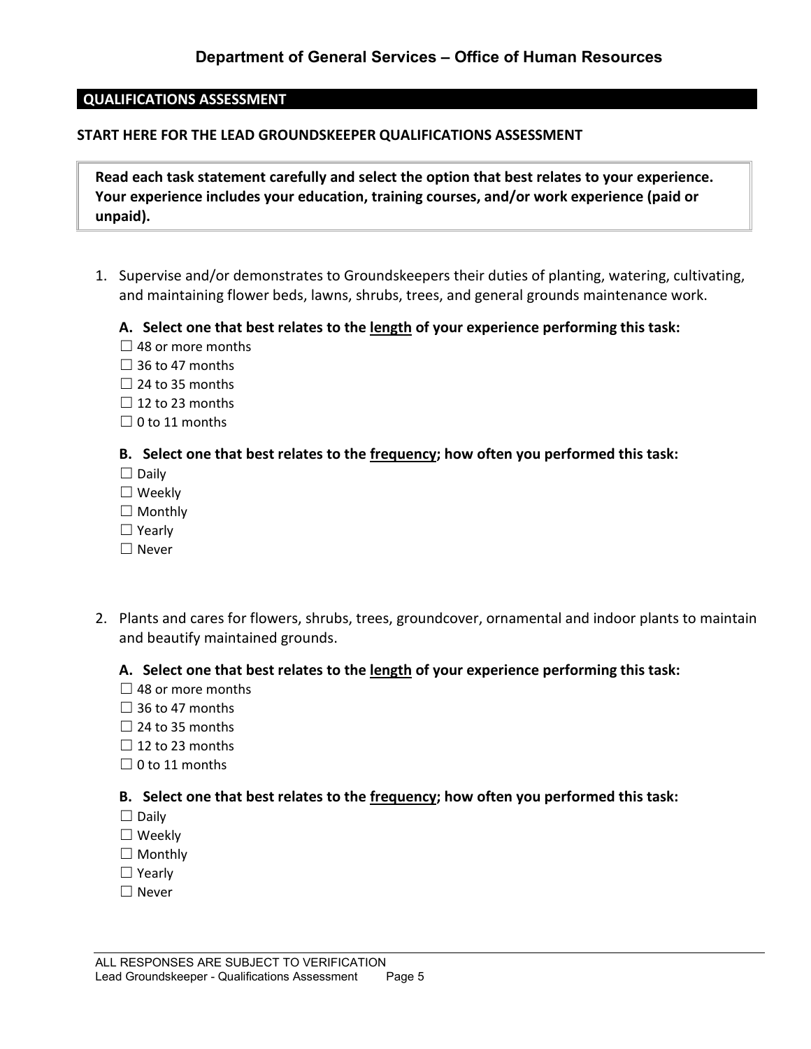## QUALIFICATIONS ASSESSMENT

**START HERE FOR THE LEAD GROUNDSKEEPER QUALIFICATIONS ASSESSMENT**

**Read each task statement carefully and select the option that best relates to your experience. Your experience includes your education, training courses, and/or work experience (paid or unpaid).**

1. Supervise and/or demonstrates to Groundskeepers their duties of planting, watering, cultivating, and maintaining flower beds, lawns, shrubs, trees, and general grounds maintenance work.

   **A. Select one that best relates to the length of your experience performing this task:**
   ☐ 48 or more months
   ☐ 36 to 47 months
   ☐ 24 to 35 months
   ☐ 12 to 23 months
   ☐ 0 to 11 months

   **B. Select one that best relates to the frequency; how often you performed this task:**
   ☐ Daily
   ☐ Weekly
   ☐ Monthly
   ☐ Yearly
   ☐ Never

2. Plants and cares for flowers, shrubs, trees, groundcover, ornamental and indoor plants to maintain and beautify maintained grounds.

   **A. Select one that best relates to the length of your experience performing this task:**
   ☐ 48 or more months
   ☐ 36 to 47 months
   ☐ 24 to 35 months
   ☐ 12 to 23 months
   ☐ 0 to 11 months

   **B. Select one that best relates to the frequency; how often you performed this task:**
   ☐ Daily
   ☐ Weekly
   ☐ Monthly
   ☐ Yearly
   ☐ Never

ALL RESPONSES ARE SUBJECT TO VERIFICATION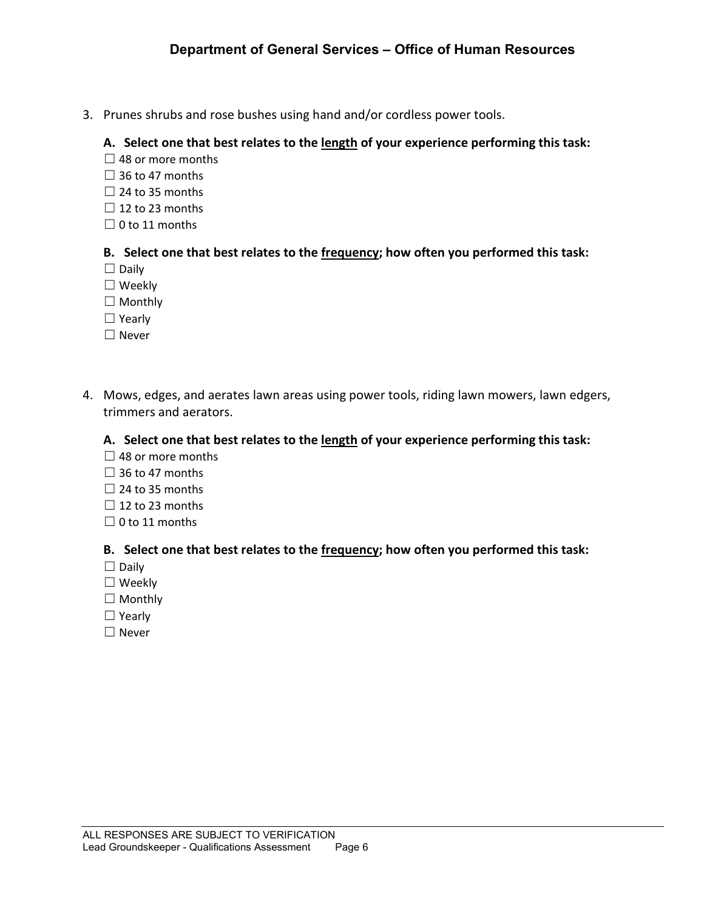3. Prunes shrubs and rose bushes using hand and/or cordless power tools.

   **A. Select one that best relates to the <u>length</u> of your experience performing this task:**

   ☐ 48 or more months
   ☐ 36 to 47 months
   ☐ 24 to 35 months
   ☐ 12 to 23 months
   ☐ 0 to 11 months

   **B. Select one that best relates to the <u>frequency</u>; how often you performed this task:**

   ☐ Daily
   ☐ Weekly
   ☐ Monthly
   ☐ Yearly
   ☐ Never

4. Mows, edges, and aerates lawn areas using power tools, riding lawn mowers, lawn edgers, trimmers and aerators.

   **A. Select one that best relates to the <u>length</u> of your experience performing this task:**

   ☐ 48 or more months
   ☐ 36 to 47 months
   ☐ 24 to 35 months
   ☐ 12 to 23 months
   ☐ 0 to 11 months

   **B. Select one that best relates to the <u>frequency</u>; how often you performed this task:**

   ☐ Daily
   ☐ Weekly
   ☐ Monthly
   ☐ Yearly
   ☐ Never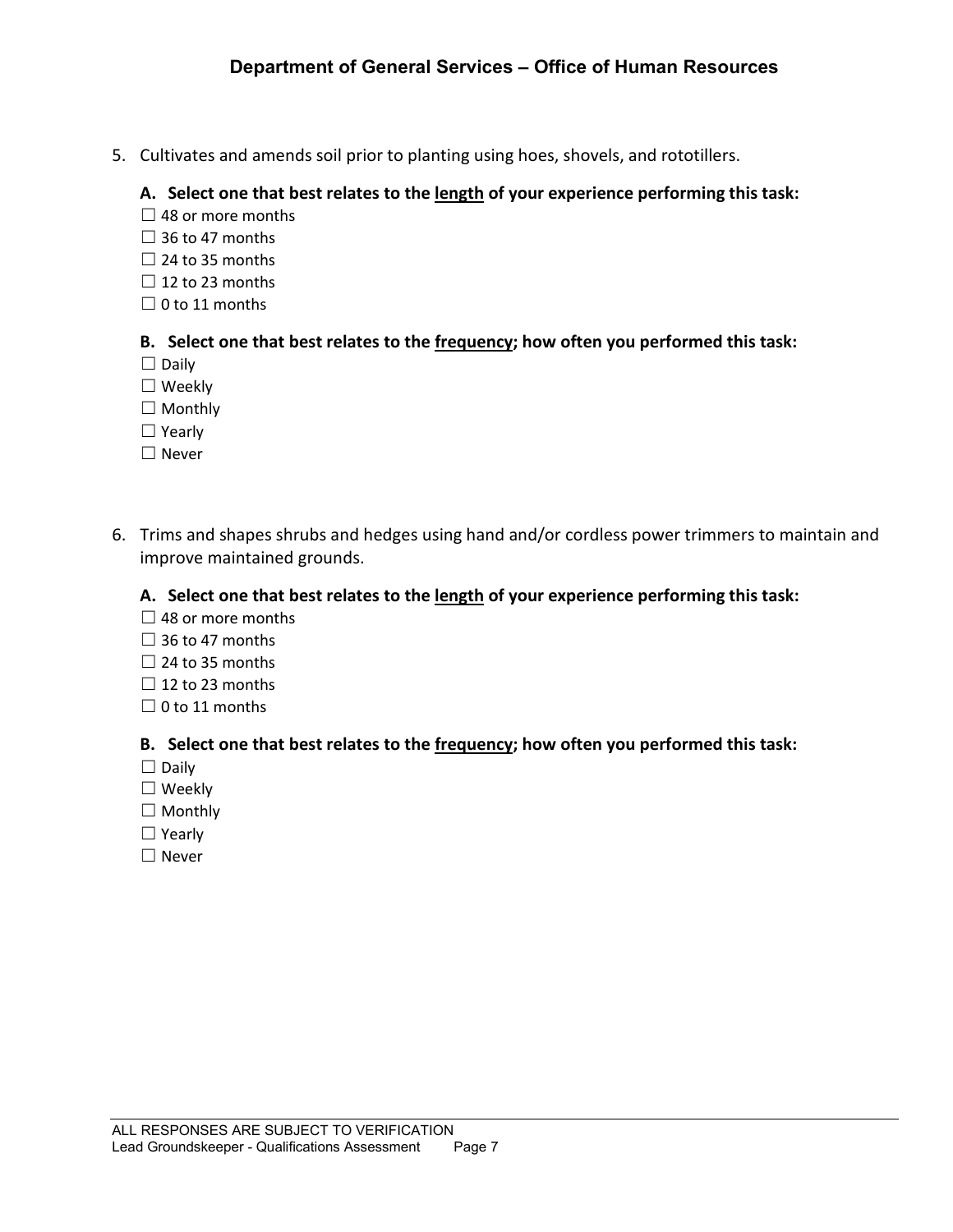5. Cultivates and amends soil prior to planting using hoes, shovels, and rototillers.

   **A. Select one that best relates to the <u>length</u> of your experience performing this task:**

   ☐ 48 or more months
   ☐ 36 to 47 months
   ☐ 24 to 35 months
   ☐ 12 to 23 months
   ☐ 0 to 11 months

   **B. Select one that best relates to the <u>frequency</u>; how often you performed this task:**

   ☐ Daily
   ☐ Weekly
   ☐ Monthly
   ☐ Yearly
   ☐ Never

6. Trims and shapes shrubs and hedges using hand and/or cordless power trimmers to maintain and improve maintained grounds.

   **A. Select one that best relates to the <u>length</u> of your experience performing this task:**

   ☐ 48 or more months
   ☐ 36 to 47 months
   ☐ 24 to 35 months
   ☐ 12 to 23 months
   ☐ 0 to 11 months

   **B. Select one that best relates to the <u>frequency</u>; how often you performed this task:**

   ☐ Daily
   ☐ Weekly
   ☐ Monthly
   ☐ Yearly
   ☐ Never

ALL RESPONSES ARE SUBJECT TO VERIFICATION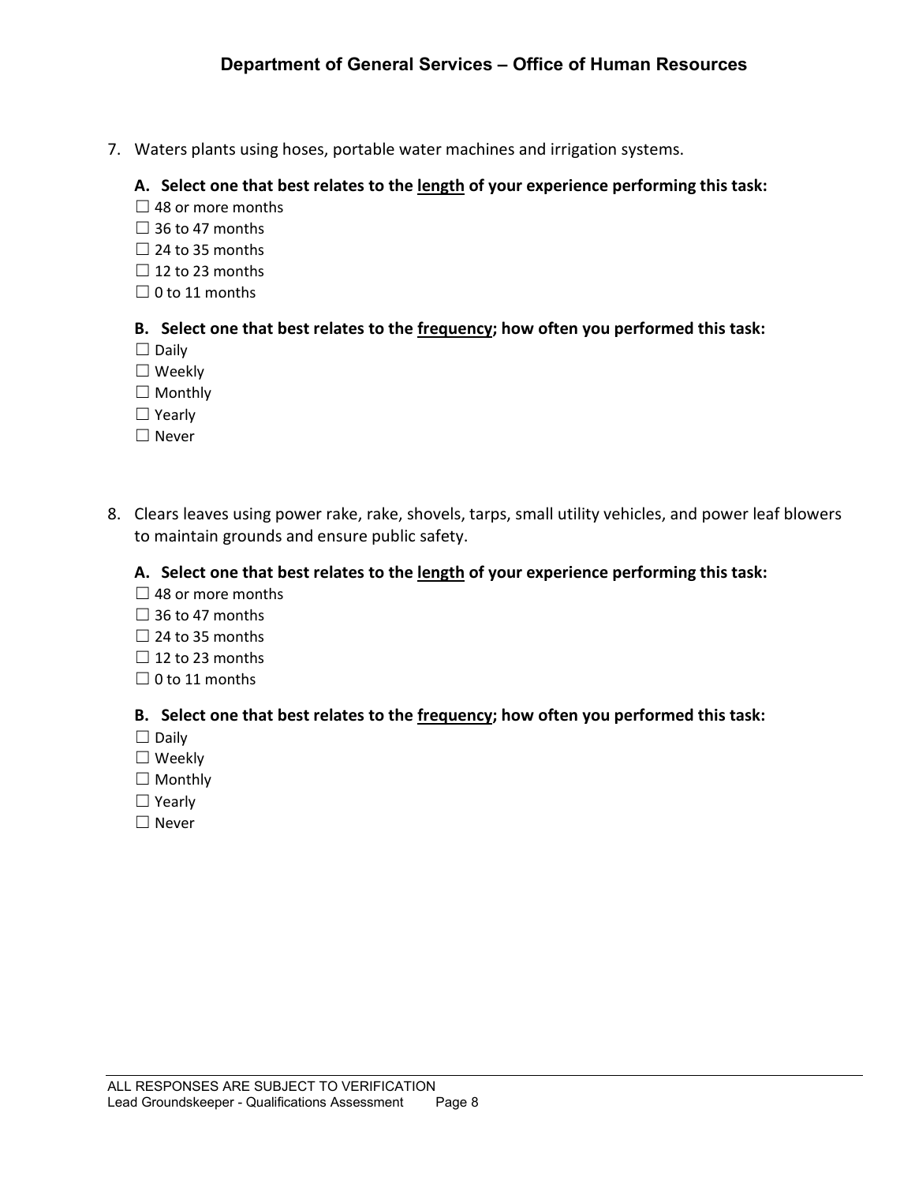7. Waters plants using hoses, portable water machines and irrigation systems.

   **A. Select one that best relates to the <u>length</u> of your experience performing this task:**

   ☐ 48 or more months
   ☐ 36 to 47 months
   ☐ 24 to 35 months
   ☐ 12 to 23 months
   ☐ 0 to 11 months

   **B. Select one that best relates to the <u>frequency</u>; how often you performed this task:**

   ☐ Daily
   ☐ Weekly
   ☐ Monthly
   ☐ Yearly
   ☐ Never

8. Clears leaves using power rake, rake, shovels, tarps, small utility vehicles, and power leaf blowers to maintain grounds and ensure public safety.

   **A. Select one that best relates to the <u>length</u> of your experience performing this task:**

   ☐ 48 or more months
   ☐ 36 to 47 months
   ☐ 24 to 35 months
   ☐ 12 to 23 months
   ☐ 0 to 11 months

   **B. Select one that best relates to the <u>frequency</u>; how often you performed this task:**

   ☐ Daily
   ☐ Weekly
   ☐ Monthly
   ☐ Yearly
   ☐ Never

ALL RESPONSES ARE SUBJECT TO VERIFICATION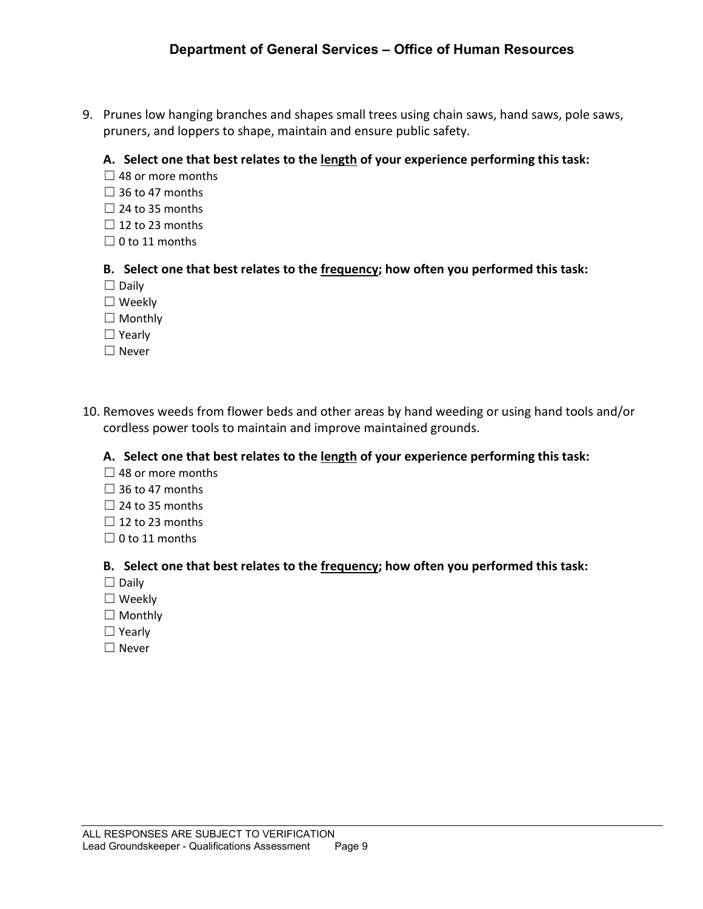9. Prunes low hanging branches and shapes small trees using chain saws, hand saws, pole saws, pruners, and loppers to shape, maintain and ensure public safety.

   **A. Select one that best relates to the <u>length</u> of your experience performing this task:**

   ☐ 48 or more months
   ☐ 36 to 47 months
   ☐ 24 to 35 months
   ☐ 12 to 23 months
   ☐ 0 to 11 months

   **B. Select one that best relates to the <u>frequency</u>; how often you performed this task:**

   ☐ Daily
   ☐ Weekly
   ☐ Monthly
   ☐ Yearly
   ☐ Never

10. Removes weeds from flower beds and other areas by hand weeding or using hand tools and/or cordless power tools to maintain and improve maintained grounds.

    **A. Select one that best relates to the <u>length</u> of your experience performing this task:**

    ☐ 48 or more months
    ☐ 36 to 47 months
    ☐ 24 to 35 months
    ☐ 12 to 23 months
    ☐ 0 to 11 months

    **B. Select one that best relates to the <u>frequency</u>; how often you performed this task:**

    ☐ Daily
    ☐ Weekly
    ☐ Monthly
    ☐ Yearly
    ☐ Never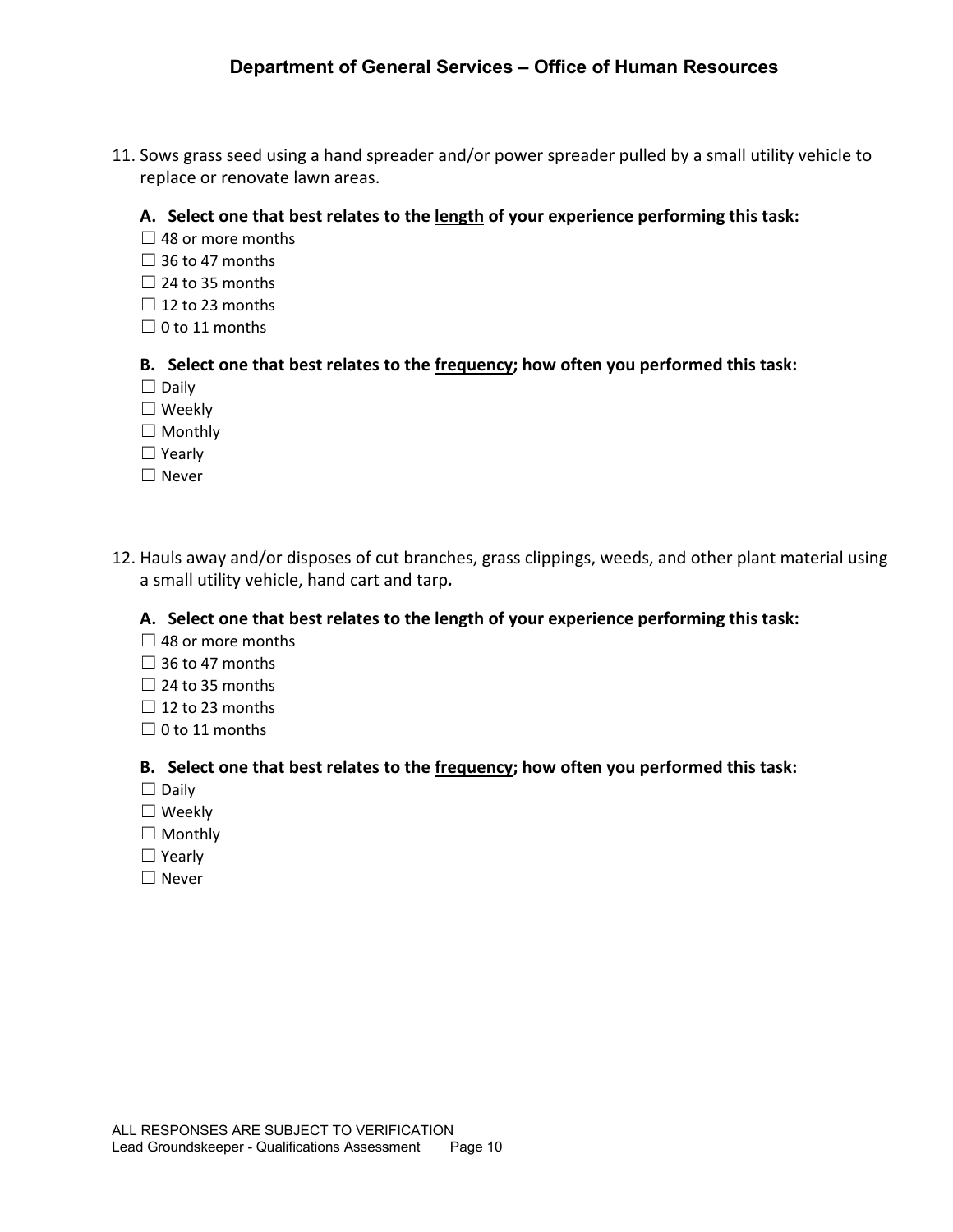11. Sows grass seed using a hand spreader and/or power spreader pulled by a small utility vehicle to replace or renovate lawn areas.

**A. Select one that best relates to the <u>length</u> of your experience performing this task:**

☐ 48 or more months
☐ 36 to 47 months
☐ 24 to 35 months
☐ 12 to 23 months
☐ 0 to 11 months

**B. Select one that best relates to the <u>frequency</u>; how often you performed this task:**

☐ Daily
☐ Weekly
☐ Monthly
☐ Yearly
☐ Never

12. Hauls away and/or disposes of cut branches, grass clippings, weeds, and other plant material using a small utility vehicle, hand cart and tarp*.*

**A. Select one that best relates to the <u>length</u> of your experience performing this task:**

☐ 48 or more months
☐ 36 to 47 months
☐ 24 to 35 months
☐ 12 to 23 months
☐ 0 to 11 months

**B. Select one that best relates to the <u>frequency</u>; how often you performed this task:**

☐ Daily
☐ Weekly
☐ Monthly
☐ Yearly
☐ Never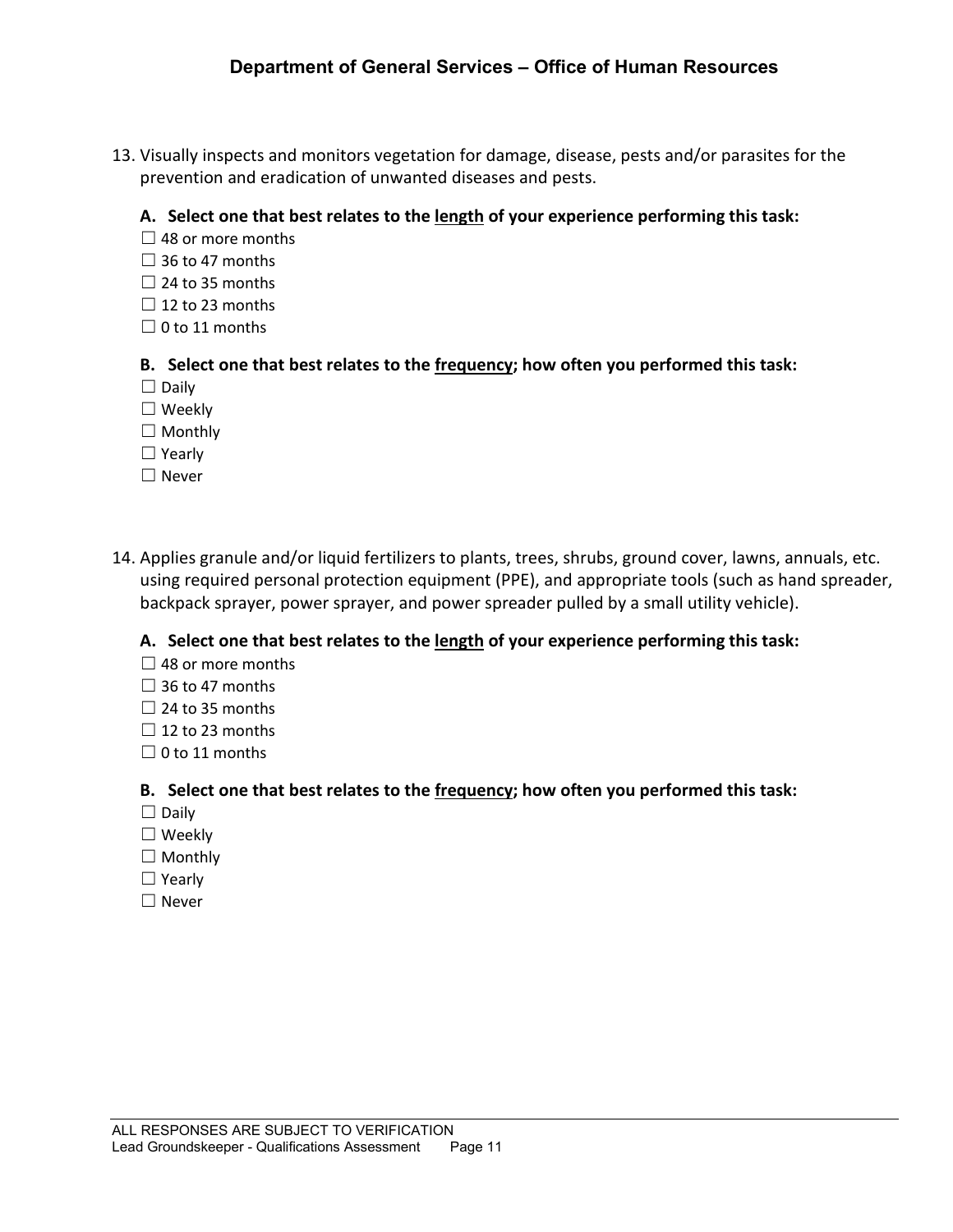13. Visually inspects and monitors vegetation for damage, disease, pests and/or parasites for the prevention and eradication of unwanted diseases and pests.

    **A. Select one that best relates to the <u>length</u> of your experience performing this task:**

    ☐ 48 or more months
    ☐ 36 to 47 months
    ☐ 24 to 35 months
    ☐ 12 to 23 months
    ☐ 0 to 11 months

    **B. Select one that best relates to the <u>frequency</u>; how often you performed this task:**

    ☐ Daily
    ☐ Weekly
    ☐ Monthly
    ☐ Yearly
    ☐ Never

14. Applies granule and/or liquid fertilizers to plants, trees, shrubs, ground cover, lawns, annuals, etc. using required personal protection equipment (PPE), and appropriate tools (such as hand spreader, backpack sprayer, power sprayer, and power spreader pulled by a small utility vehicle).

    **A. Select one that best relates to the <u>length</u> of your experience performing this task:**

    ☐ 48 or more months
    ☐ 36 to 47 months
    ☐ 24 to 35 months
    ☐ 12 to 23 months
    ☐ 0 to 11 months

    **B. Select one that best relates to the <u>frequency</u>; how often you performed this task:**

    ☐ Daily
    ☐ Weekly
    ☐ Monthly
    ☐ Yearly
    ☐ Never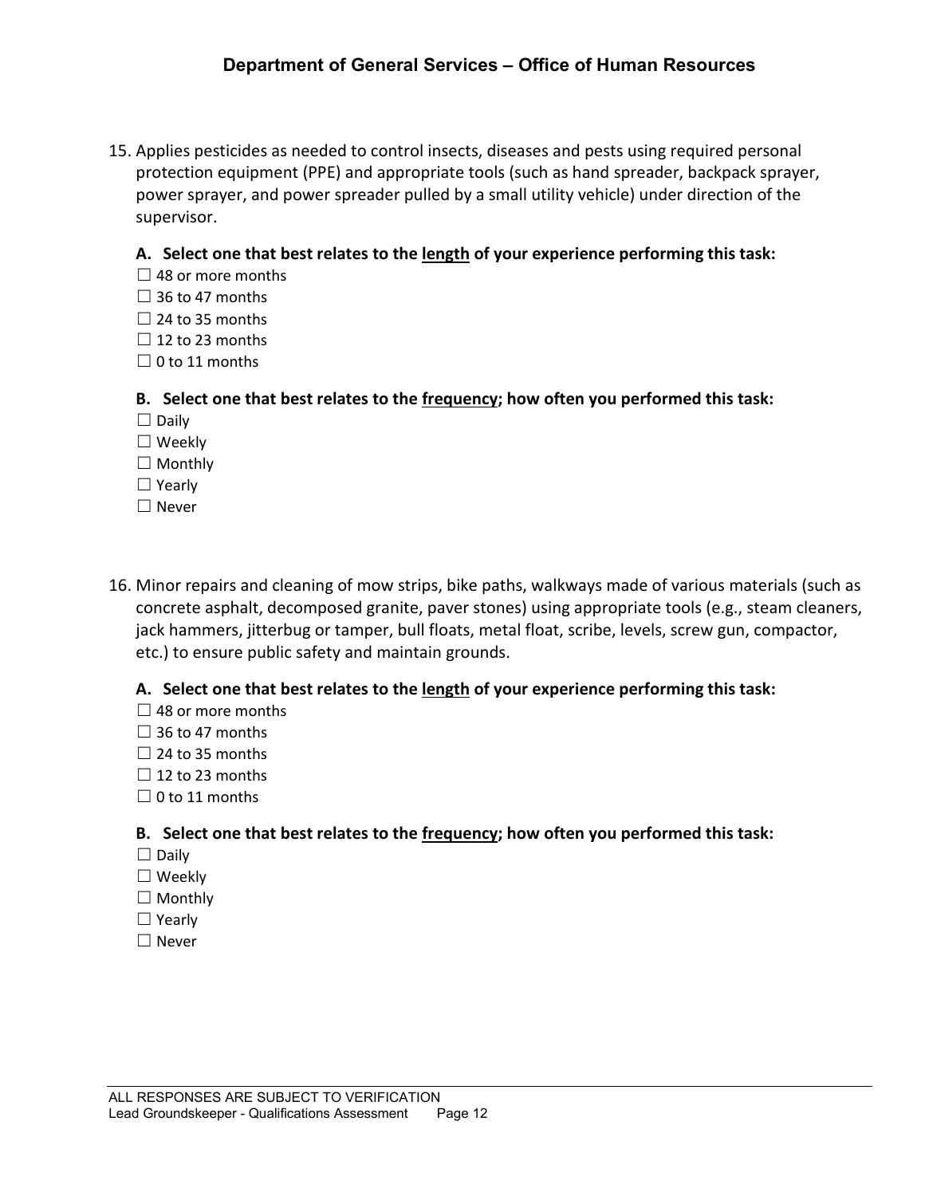15. Applies pesticides as needed to control insects, diseases and pests using required personal protection equipment (PPE) and appropriate tools (such as hand spreader, backpack sprayer, power sprayer, and power spreader pulled by a small utility vehicle) under direction of the supervisor.

   **A. Select one that best relates to the <u>length</u> of your experience performing this task:**

   ☐ 48 or more months
   ☐ 36 to 47 months
   ☐ 24 to 35 months
   ☐ 12 to 23 months
   ☐ 0 to 11 months

   **B. Select one that best relates to the <u>frequency</u>; how often you performed this task:**

   ☐ Daily
   ☐ Weekly
   ☐ Monthly
   ☐ Yearly
   ☐ Never

16. Minor repairs and cleaning of mow strips, bike paths, walkways made of various materials (such as concrete asphalt, decomposed granite, paver stones) using appropriate tools (e.g., steam cleaners, jack hammers, jitterbug or tamper, bull floats, metal float, scribe, levels, screw gun, compactor, etc.) to ensure public safety and maintain grounds.

   **A. Select one that best relates to the <u>length</u> of your experience performing this task:**

   ☐ 48 or more months
   ☐ 36 to 47 months
   ☐ 24 to 35 months
   ☐ 12 to 23 months
   ☐ 0 to 11 months

   **B. Select one that best relates to the <u>frequency</u>; how often you performed this task:**

   ☐ Daily
   ☐ Weekly
   ☐ Monthly
   ☐ Yearly
   ☐ Never

ALL RESPONSES ARE SUBJECT TO VERIFICATION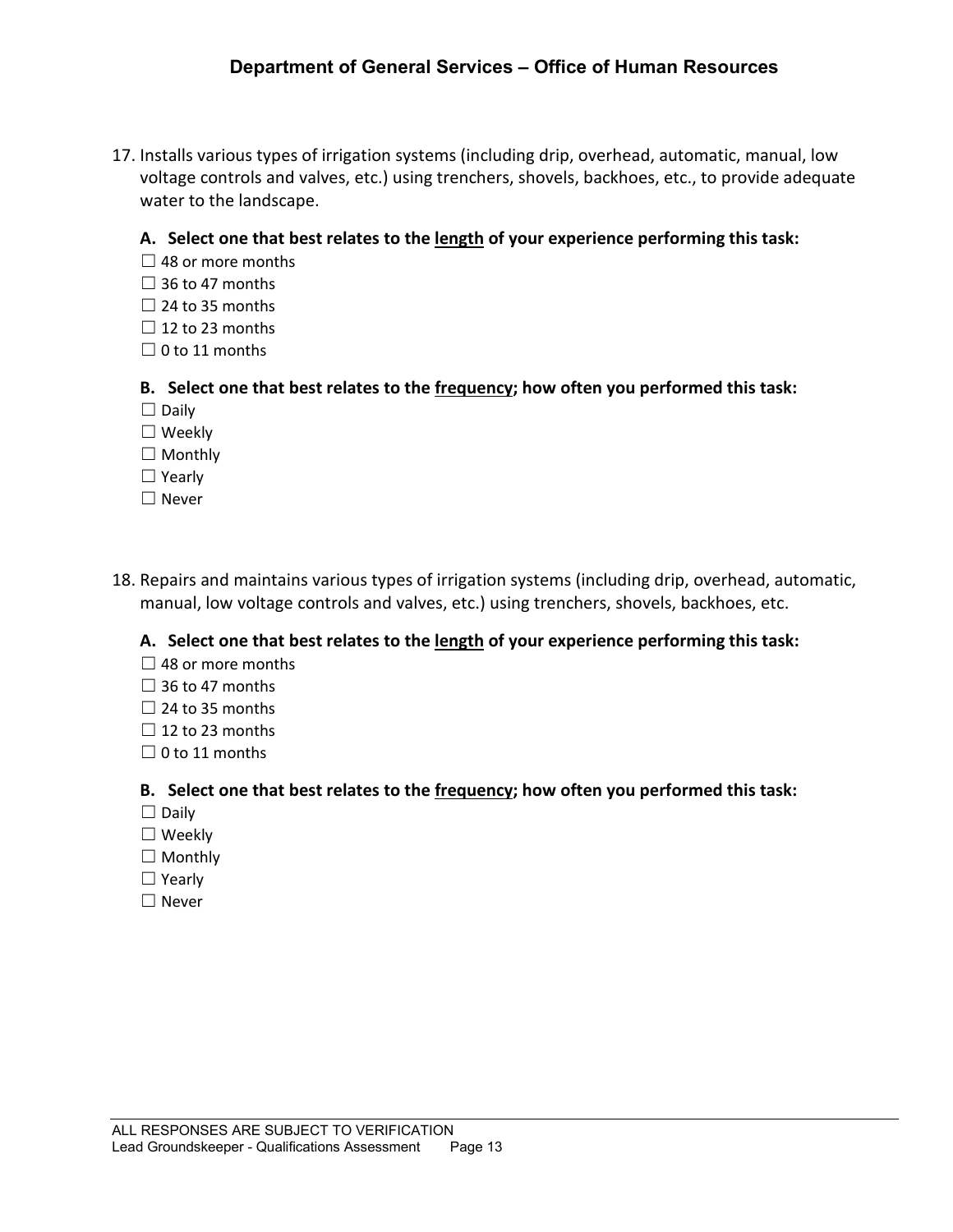17. Installs various types of irrigation systems (including drip, overhead, automatic, manual, low voltage controls and valves, etc.) using trenchers, shovels, backhoes, etc., to provide adequate water to the landscape.

   **A. Select one that best relates to the <u>length</u> of your experience performing this task:**

   ☐ 48 or more months
   ☐ 36 to 47 months
   ☐ 24 to 35 months
   ☐ 12 to 23 months
   ☐ 0 to 11 months

   **B. Select one that best relates to the <u>frequency</u>; how often you performed this task:**

   ☐ Daily
   ☐ Weekly
   ☐ Monthly
   ☐ Yearly
   ☐ Never

18. Repairs and maintains various types of irrigation systems (including drip, overhead, automatic, manual, low voltage controls and valves, etc.) using trenchers, shovels, backhoes, etc.

   **A. Select one that best relates to the <u>length</u> of your experience performing this task:**

   ☐ 48 or more months
   ☐ 36 to 47 months
   ☐ 24 to 35 months
   ☐ 12 to 23 months
   ☐ 0 to 11 months

   **B. Select one that best relates to the <u>frequency</u>; how often you performed this task:**

   ☐ Daily
   ☐ Weekly
   ☐ Monthly
   ☐ Yearly
   ☐ Never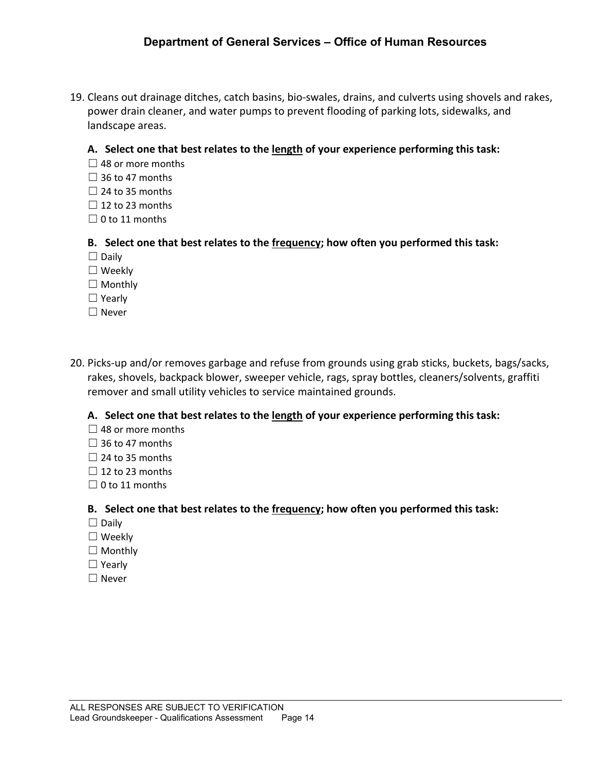19. Cleans out drainage ditches, catch basins, bio-swales, drains, and culverts using shovels and rakes, power drain cleaner, and water pumps to prevent flooding of parking lots, sidewalks, and landscape areas.

**A. Select one that best relates to the <u>length</u> of your experience performing this task:**

☐ 48 or more months
☐ 36 to 47 months
☐ 24 to 35 months
☐ 12 to 23 months
☐ 0 to 11 months

**B. Select one that best relates to the <u>frequency</u>; how often you performed this task:**

☐ Daily
☐ Weekly
☐ Monthly
☐ Yearly
☐ Never

20. Picks-up and/or removes garbage and refuse from grounds using grab sticks, buckets, bags/sacks, rakes, shovels, backpack blower, sweeper vehicle, rags, spray bottles, cleaners/solvents, graffiti remover and small utility vehicles to service maintained grounds.

**A. Select one that best relates to the <u>length</u> of your experience performing this task:**

☐ 48 or more months
☐ 36 to 47 months
☐ 24 to 35 months
☐ 12 to 23 months
☐ 0 to 11 months

**B. Select one that best relates to the <u>frequency</u>; how often you performed this task:**

☐ Daily
☐ Weekly
☐ Monthly
☐ Yearly
☐ Never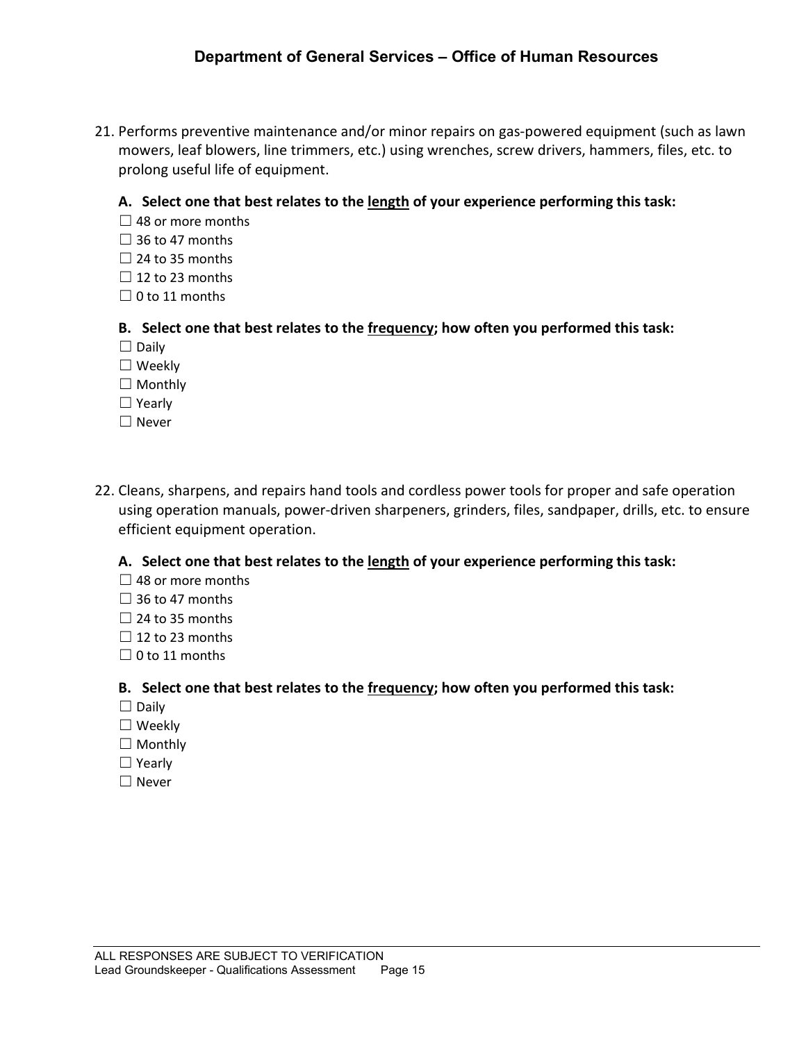21. Performs preventive maintenance and/or minor repairs on gas-powered equipment (such as lawn mowers, leaf blowers, line trimmers, etc.) using wrenches, screw drivers, hammers, files, etc. to prolong useful life of equipment.

**A. Select one that best relates to the <u>length</u> of your experience performing this task:**

☐ 48 or more months
☐ 36 to 47 months
☐ 24 to 35 months
☐ 12 to 23 months
☐ 0 to 11 months

**B. Select one that best relates to the <u>frequency</u>; how often you performed this task:**

☐ Daily
☐ Weekly
☐ Monthly
☐ Yearly
☐ Never

22. Cleans, sharpens, and repairs hand tools and cordless power tools for proper and safe operation using operation manuals, power-driven sharpeners, grinders, files, sandpaper, drills, etc. to ensure efficient equipment operation.

**A. Select one that best relates to the <u>length</u> of your experience performing this task:**

☐ 48 or more months
☐ 36 to 47 months
☐ 24 to 35 months
☐ 12 to 23 months
☐ 0 to 11 months

**B. Select one that best relates to the <u>frequency</u>; how often you performed this task:**

☐ Daily
☐ Weekly
☐ Monthly
☐ Yearly
☐ Never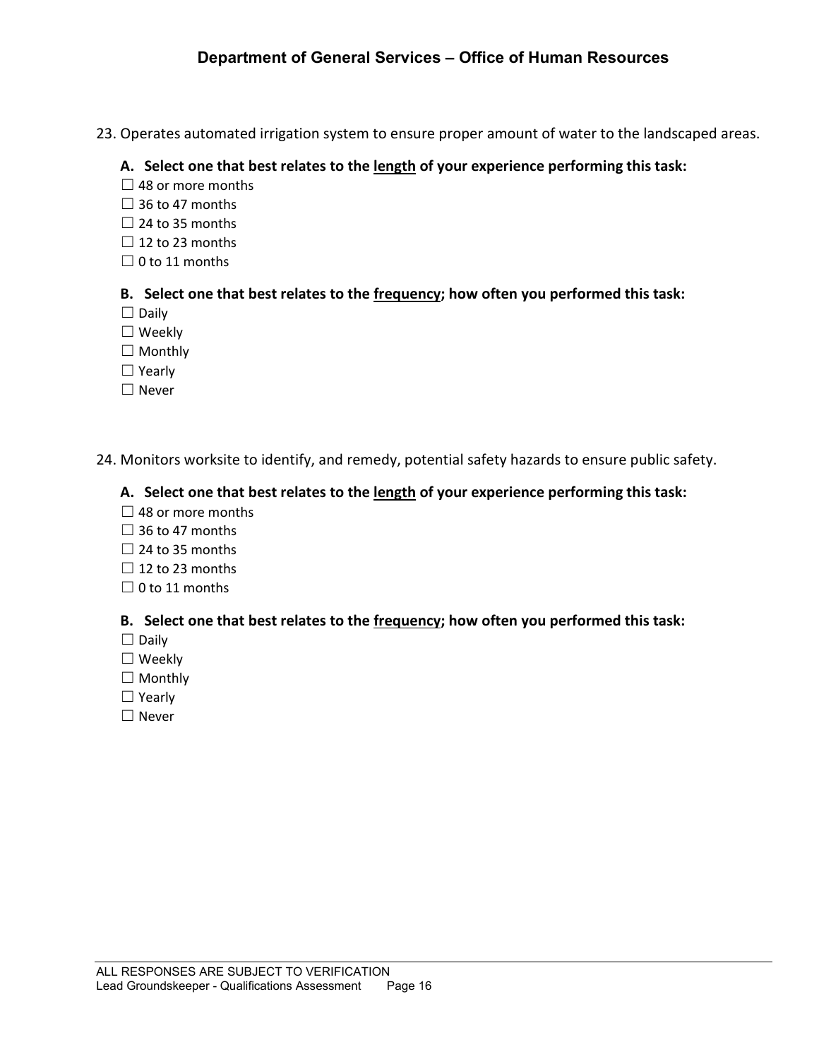23. Operates automated irrigation system to ensure proper amount of water to the landscaped areas.

**A. Select one that best relates to the <u>length</u> of your experience performing this task:**

☐ 48 or more months
☐ 36 to 47 months
☐ 24 to 35 months
☐ 12 to 23 months
☐ 0 to 11 months

**B. Select one that best relates to the <u>frequency</u>; how often you performed this task:**

☐ Daily
☐ Weekly
☐ Monthly
☐ Yearly
☐ Never

24. Monitors worksite to identify, and remedy, potential safety hazards to ensure public safety.

**A. Select one that best relates to the <u>length</u> of your experience performing this task:**

☐ 48 or more months
☐ 36 to 47 months
☐ 24 to 35 months
☐ 12 to 23 months
☐ 0 to 11 months

**B. Select one that best relates to the <u>frequency</u>; how often you performed this task:**

☐ Daily
☐ Weekly
☐ Monthly
☐ Yearly
☐ Never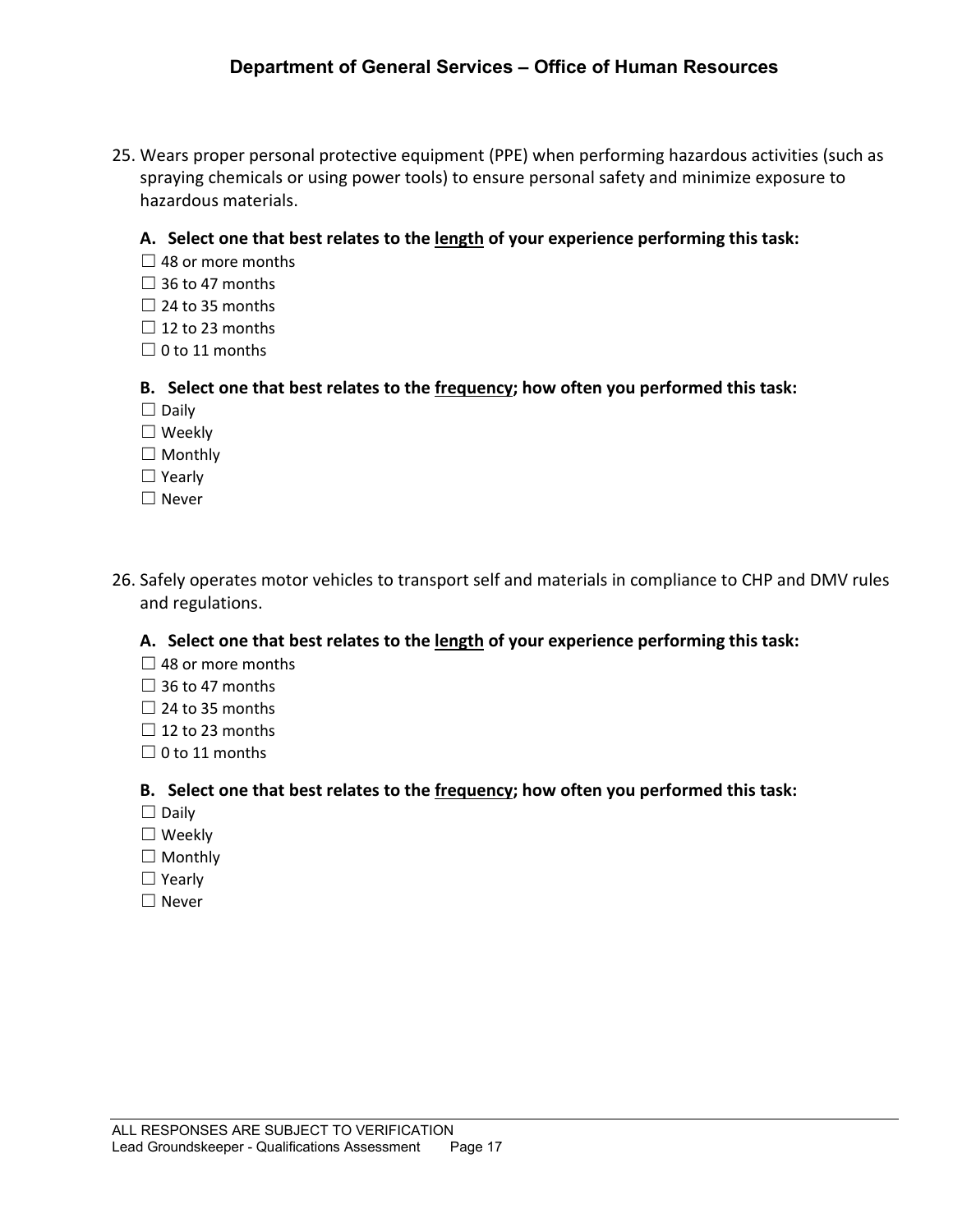25. Wears proper personal protective equipment (PPE) when performing hazardous activities (such as spraying chemicals or using power tools) to ensure personal safety and minimize exposure to hazardous materials.

**A. Select one that best relates to the <u>length</u> of your experience performing this task:**

☐ 48 or more months
☐ 36 to 47 months
☐ 24 to 35 months
☐ 12 to 23 months
☐ 0 to 11 months

**B. Select one that best relates to the <u>frequency</u>; how often you performed this task:**

☐ Daily
☐ Weekly
☐ Monthly
☐ Yearly
☐ Never

26. Safely operates motor vehicles to transport self and materials in compliance to CHP and DMV rules and regulations.

**A. Select one that best relates to the <u>length</u> of your experience performing this task:**

☐ 48 or more months
☐ 36 to 47 months
☐ 24 to 35 months
☐ 12 to 23 months
☐ 0 to 11 months

**B. Select one that best relates to the <u>frequency</u>; how often you performed this task:**

☐ Daily
☐ Weekly
☐ Monthly
☐ Yearly
☐ Never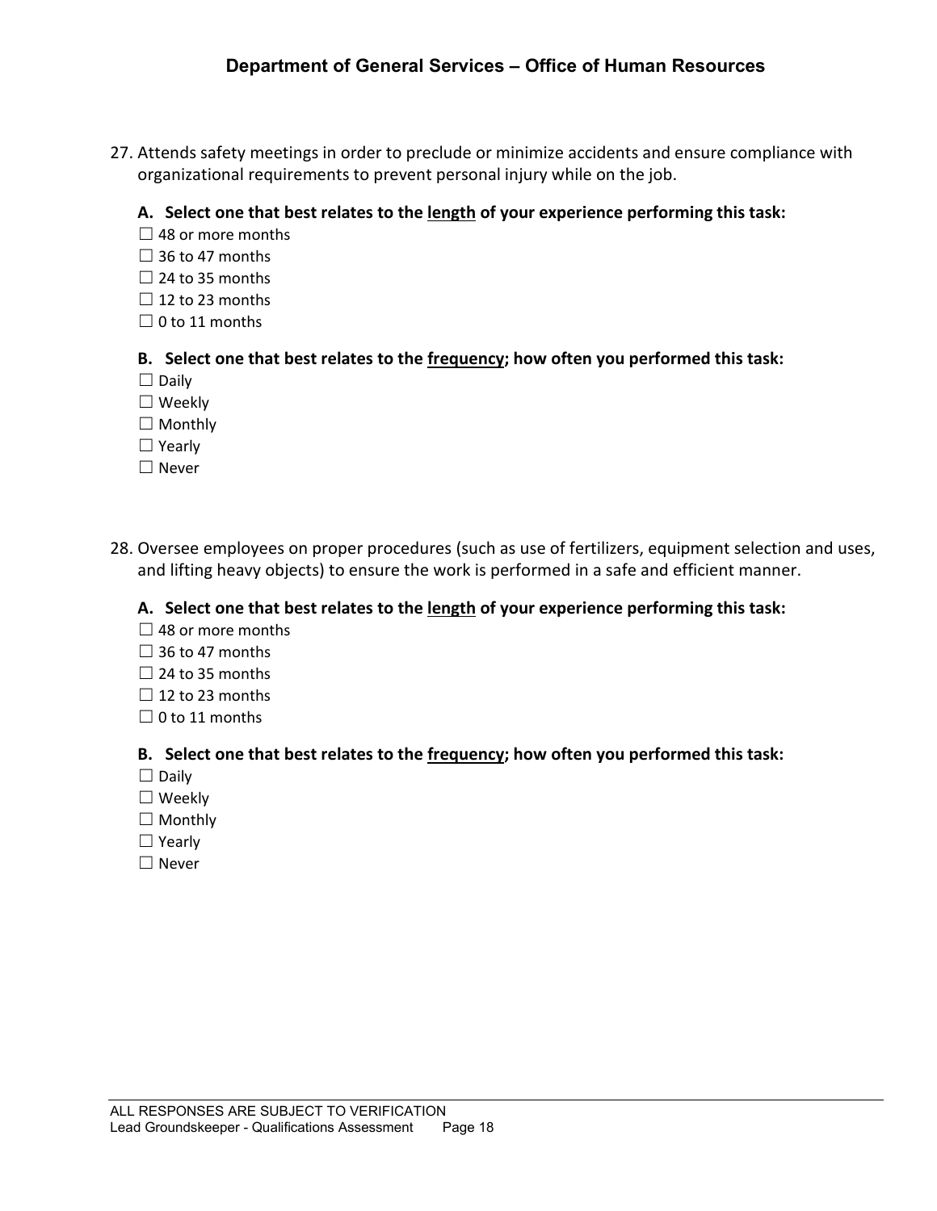27. Attends safety meetings in order to preclude or minimize accidents and ensure compliance with organizational requirements to prevent personal injury while on the job.

   **A. Select one that best relates to the <u>length</u> of your experience performing this task:**

   ☐ 48 or more months
   ☐ 36 to 47 months
   ☐ 24 to 35 months
   ☐ 12 to 23 months
   ☐ 0 to 11 months

   **B. Select one that best relates to the <u>frequency</u>; how often you performed this task:**

   ☐ Daily
   ☐ Weekly
   ☐ Monthly
   ☐ Yearly
   ☐ Never

28. Oversee employees on proper procedures (such as use of fertilizers, equipment selection and uses, and lifting heavy objects) to ensure the work is performed in a safe and efficient manner.

   **A. Select one that best relates to the <u>length</u> of your experience performing this task:**

   ☐ 48 or more months
   ☐ 36 to 47 months
   ☐ 24 to 35 months
   ☐ 12 to 23 months
   ☐ 0 to 11 months

   **B. Select one that best relates to the <u>frequency</u>; how often you performed this task:**

   ☐ Daily
   ☐ Weekly
   ☐ Monthly
   ☐ Yearly
   ☐ Never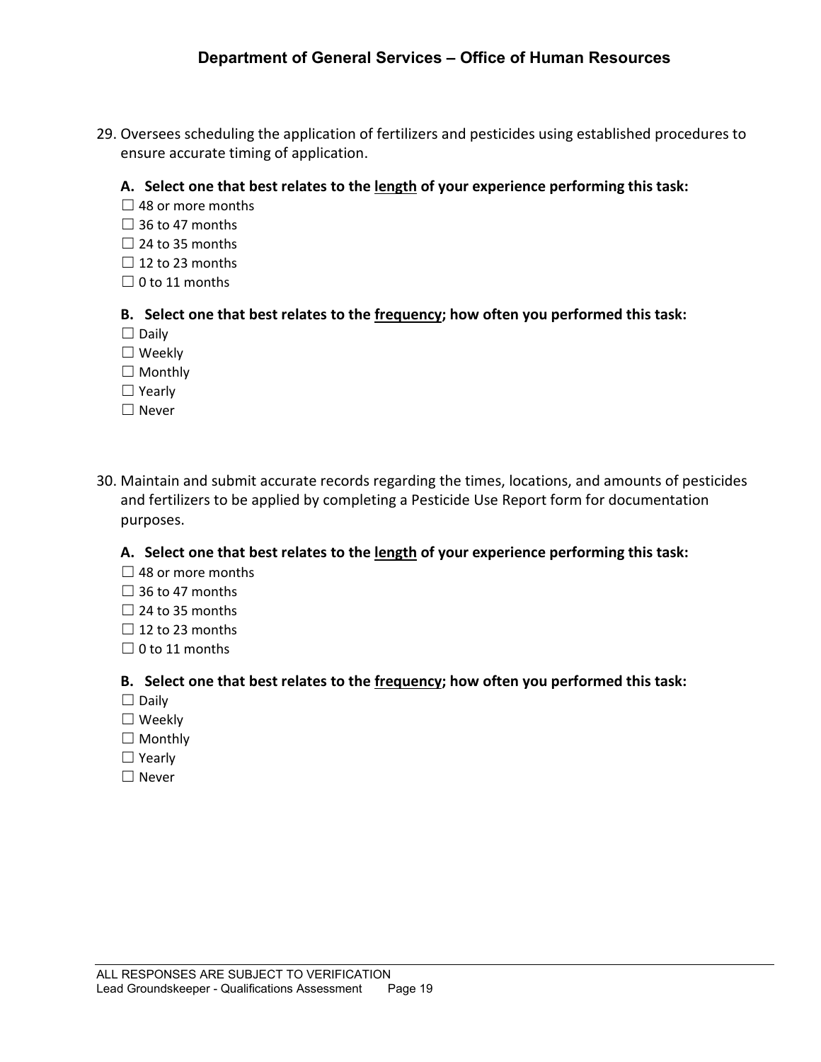29. Oversees scheduling the application of fertilizers and pesticides using established procedures to ensure accurate timing of application.

**A. Select one that best relates to the <u>length</u> of your experience performing this task:**

☐ 48 or more months
☐ 36 to 47 months
☐ 24 to 35 months
☐ 12 to 23 months
☐ 0 to 11 months

**B. Select one that best relates to the <u>frequency</u>; how often you performed this task:**

☐ Daily
☐ Weekly
☐ Monthly
☐ Yearly
☐ Never

30. Maintain and submit accurate records regarding the times, locations, and amounts of pesticides and fertilizers to be applied by completing a Pesticide Use Report form for documentation purposes.

**A. Select one that best relates to the <u>length</u> of your experience performing this task:**

☐ 48 or more months
☐ 36 to 47 months
☐ 24 to 35 months
☐ 12 to 23 months
☐ 0 to 11 months

**B. Select one that best relates to the <u>frequency</u>; how often you performed this task:**

☐ Daily
☐ Weekly
☐ Monthly
☐ Yearly
☐ Never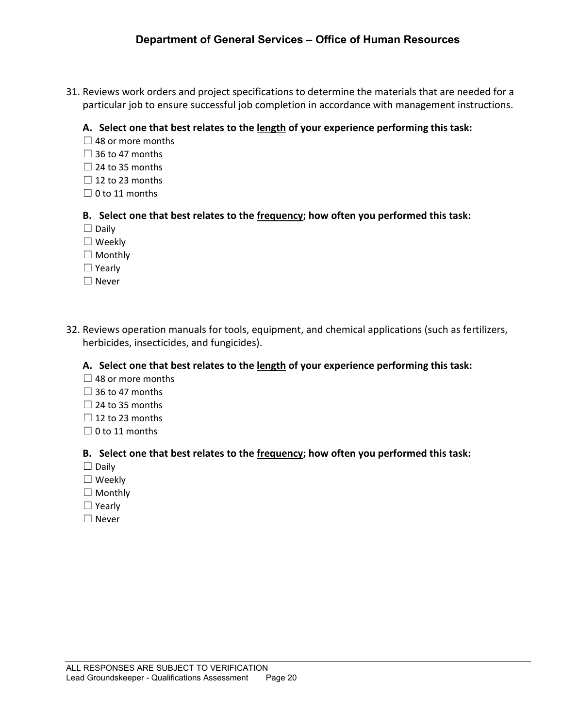31. Reviews work orders and project specifications to determine the materials that are needed for a particular job to ensure successful job completion in accordance with management instructions.

**A. Select one that best relates to the <u>length</u> of your experience performing this task:**

☐ 48 or more months
☐ 36 to 47 months
☐ 24 to 35 months
☐ 12 to 23 months
☐ 0 to 11 months

**B. Select one that best relates to the <u>frequency</u>; how often you performed this task:**

☐ Daily
☐ Weekly
☐ Monthly
☐ Yearly
☐ Never

32. Reviews operation manuals for tools, equipment, and chemical applications (such as fertilizers, herbicides, insecticides, and fungicides).

**A. Select one that best relates to the <u>length</u> of your experience performing this task:**

☐ 48 or more months
☐ 36 to 47 months
☐ 24 to 35 months
☐ 12 to 23 months
☐ 0 to 11 months

**B. Select one that best relates to the <u>frequency</u>; how often you performed this task:**

☐ Daily
☐ Weekly
☐ Monthly
☐ Yearly
☐ Never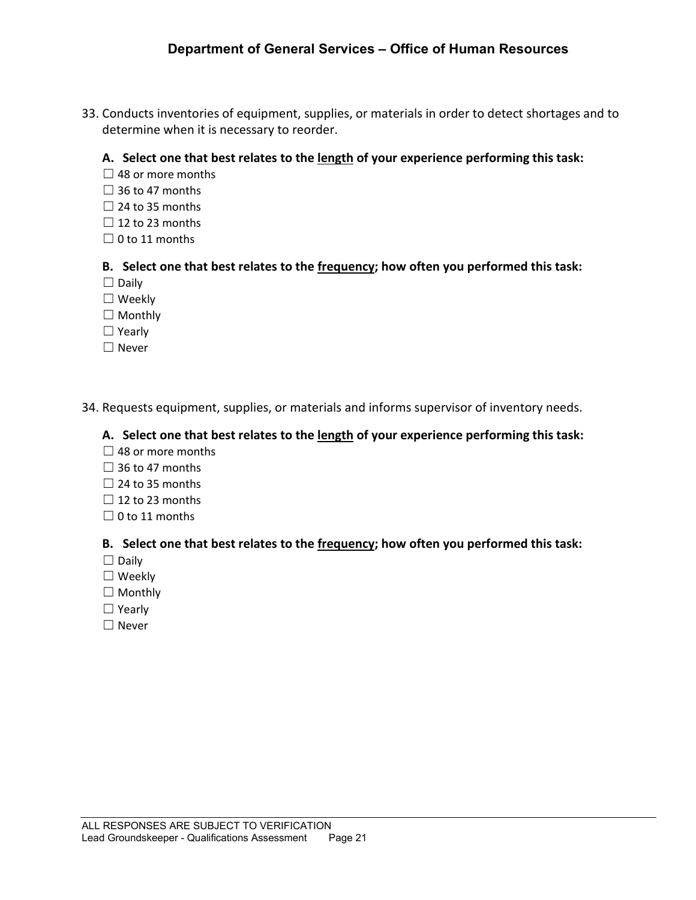33. Conducts inventories of equipment, supplies, or materials in order to detect shortages and to determine when it is necessary to reorder.

**A. Select one that best relates to the <u>length</u> of your experience performing this task:**

☐ 48 or more months
☐ 36 to 47 months
☐ 24 to 35 months
☐ 12 to 23 months
☐ 0 to 11 months

**B. Select one that best relates to the <u>frequency</u>; how often you performed this task:**

☐ Daily
☐ Weekly
☐ Monthly
☐ Yearly
☐ Never

34. Requests equipment, supplies, or materials and informs supervisor of inventory needs.

**A. Select one that best relates to the <u>length</u> of your experience performing this task:**

☐ 48 or more months
☐ 36 to 47 months
☐ 24 to 35 months
☐ 12 to 23 months
☐ 0 to 11 months

**B. Select one that best relates to the <u>frequency</u>; how often you performed this task:**

☐ Daily
☐ Weekly
☐ Monthly
☐ Yearly
☐ Never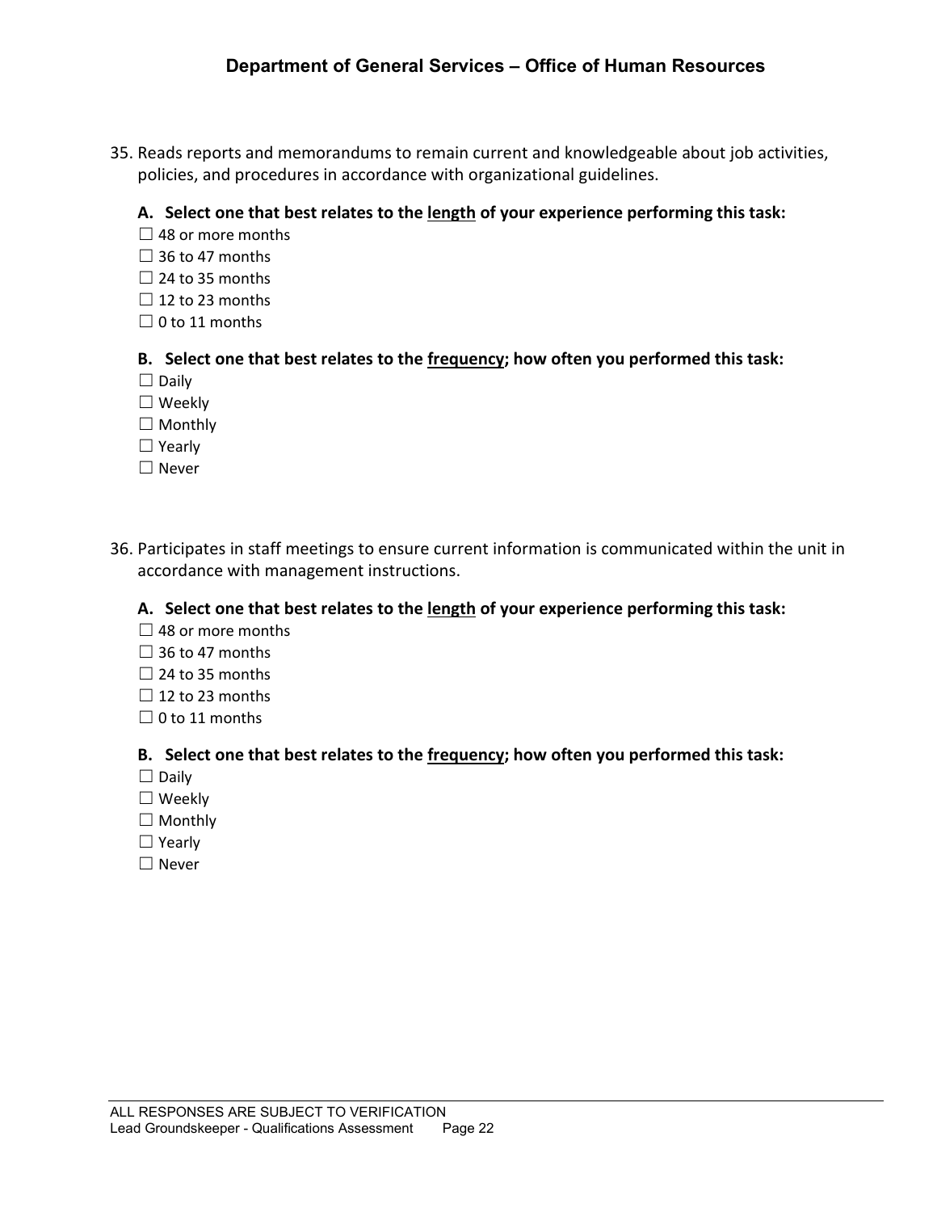35. Reads reports and memorandums to remain current and knowledgeable about job activities, policies, and procedures in accordance with organizational guidelines.

**A. Select one that best relates to the <u>length</u> of your experience performing this task:**

☐ 48 or more months
☐ 36 to 47 months
☐ 24 to 35 months
☐ 12 to 23 months
☐ 0 to 11 months

**B. Select one that best relates to the <u>frequency</u>; how often you performed this task:**

☐ Daily
☐ Weekly
☐ Monthly
☐ Yearly
☐ Never

36. Participates in staff meetings to ensure current information is communicated within the unit in accordance with management instructions.

**A. Select one that best relates to the <u>length</u> of your experience performing this task:**

☐ 48 or more months
☐ 36 to 47 months
☐ 24 to 35 months
☐ 12 to 23 months
☐ 0 to 11 months

**B. Select one that best relates to the <u>frequency</u>; how often you performed this task:**

☐ Daily
☐ Weekly
☐ Monthly
☐ Yearly
☐ Never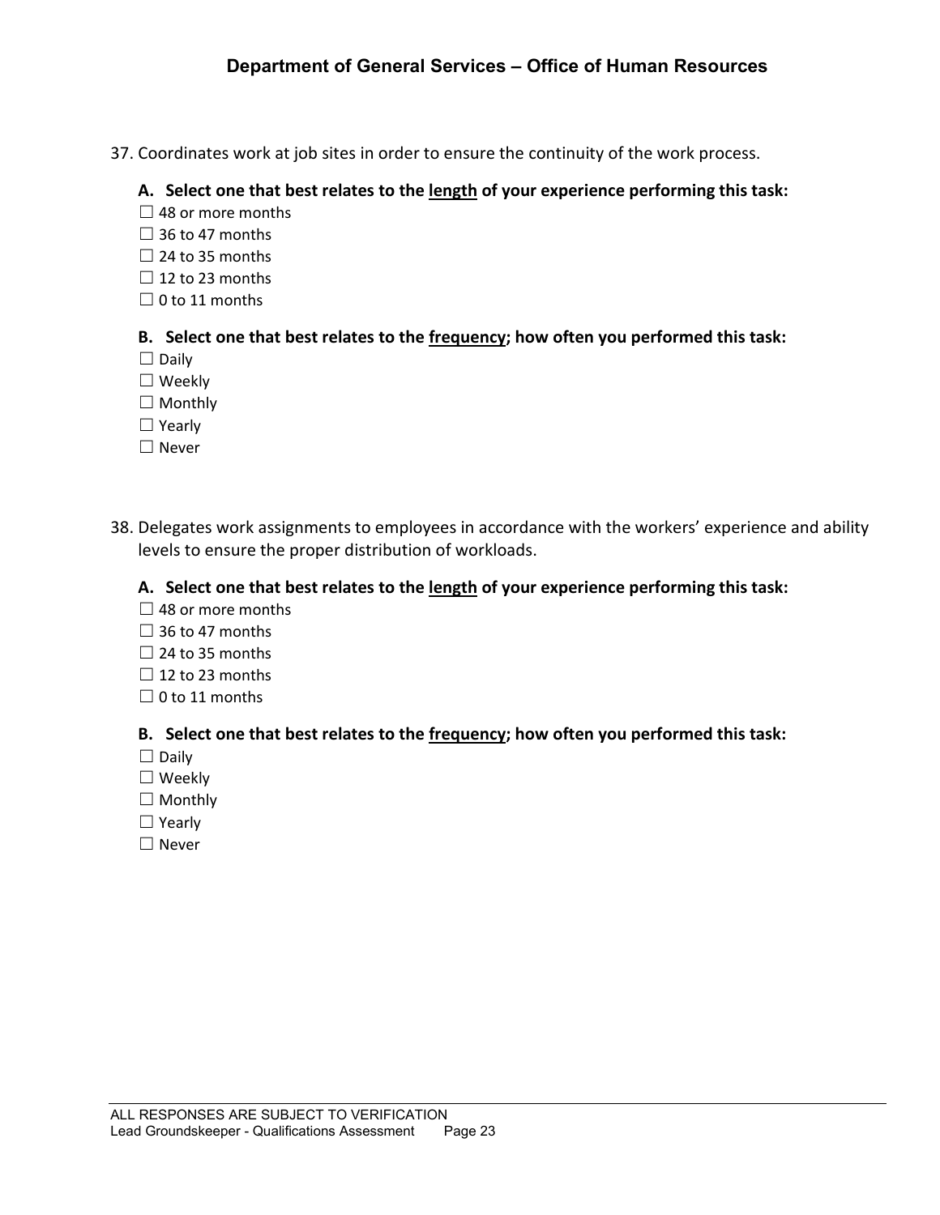37. Coordinates work at job sites in order to ensure the continuity of the work process.

**A. Select one that best relates to the <u>length</u> of your experience performing this task:**

☐ 48 or more months
☐ 36 to 47 months
☐ 24 to 35 months
☐ 12 to 23 months
☐ 0 to 11 months

**B. Select one that best relates to the <u>frequency</u>; how often you performed this task:**

☐ Daily
☐ Weekly
☐ Monthly
☐ Yearly
☐ Never

38. Delegates work assignments to employees in accordance with the workers' experience and ability levels to ensure the proper distribution of workloads.

**A. Select one that best relates to the <u>length</u> of your experience performing this task:**

☐ 48 or more months
☐ 36 to 47 months
☐ 24 to 35 months
☐ 12 to 23 months
☐ 0 to 11 months

**B. Select one that best relates to the <u>frequency</u>; how often you performed this task:**

☐ Daily
☐ Weekly
☐ Monthly
☐ Yearly
☐ Never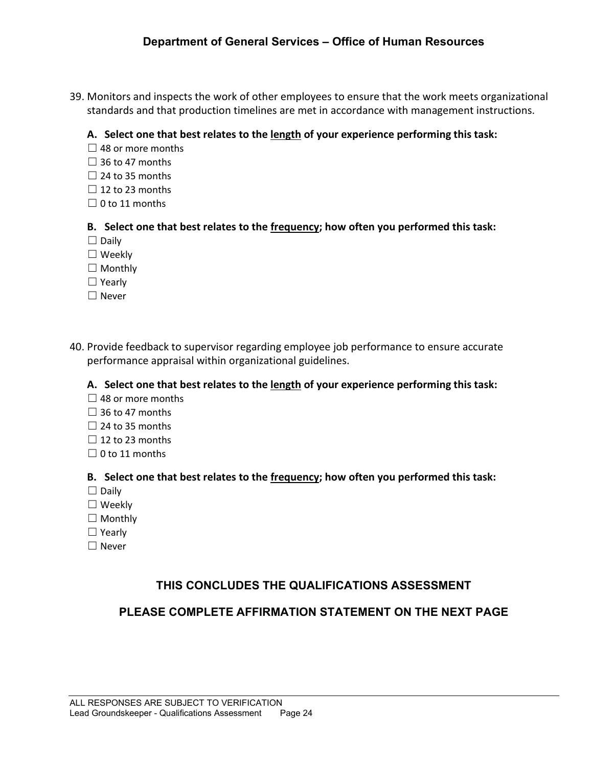39. Monitors and inspects the work of other employees to ensure that the work meets organizational standards and that production timelines are met in accordance with management instructions.

   **A. Select one that best relates to the <u>length</u> of your experience performing this task:**

   ☐ 48 or more months
   ☐ 36 to 47 months
   ☐ 24 to 35 months
   ☐ 12 to 23 months
   ☐ 0 to 11 months

   **B. Select one that best relates to the <u>frequency</u>; how often you performed this task:**

   ☐ Daily
   ☐ Weekly
   ☐ Monthly
   ☐ Yearly
   ☐ Never

40. Provide feedback to supervisor regarding employee job performance to ensure accurate performance appraisal within organizational guidelines.

   **A. Select one that best relates to the <u>length</u> of your experience performing this task:**

   ☐ 48 or more months
   ☐ 36 to 47 months
   ☐ 24 to 35 months
   ☐ 12 to 23 months
   ☐ 0 to 11 months

   **B. Select one that best relates to the <u>frequency</u>; how often you performed this task:**

   ☐ Daily
   ☐ Weekly
   ☐ Monthly
   ☐ Yearly
   ☐ Never

## THIS CONCLUDES THE QUALIFICATIONS ASSESSMENT

## PLEASE COMPLETE AFFIRMATION STATEMENT ON THE NEXT PAGE

ALL RESPONSES ARE SUBJECT TO VERIFICATION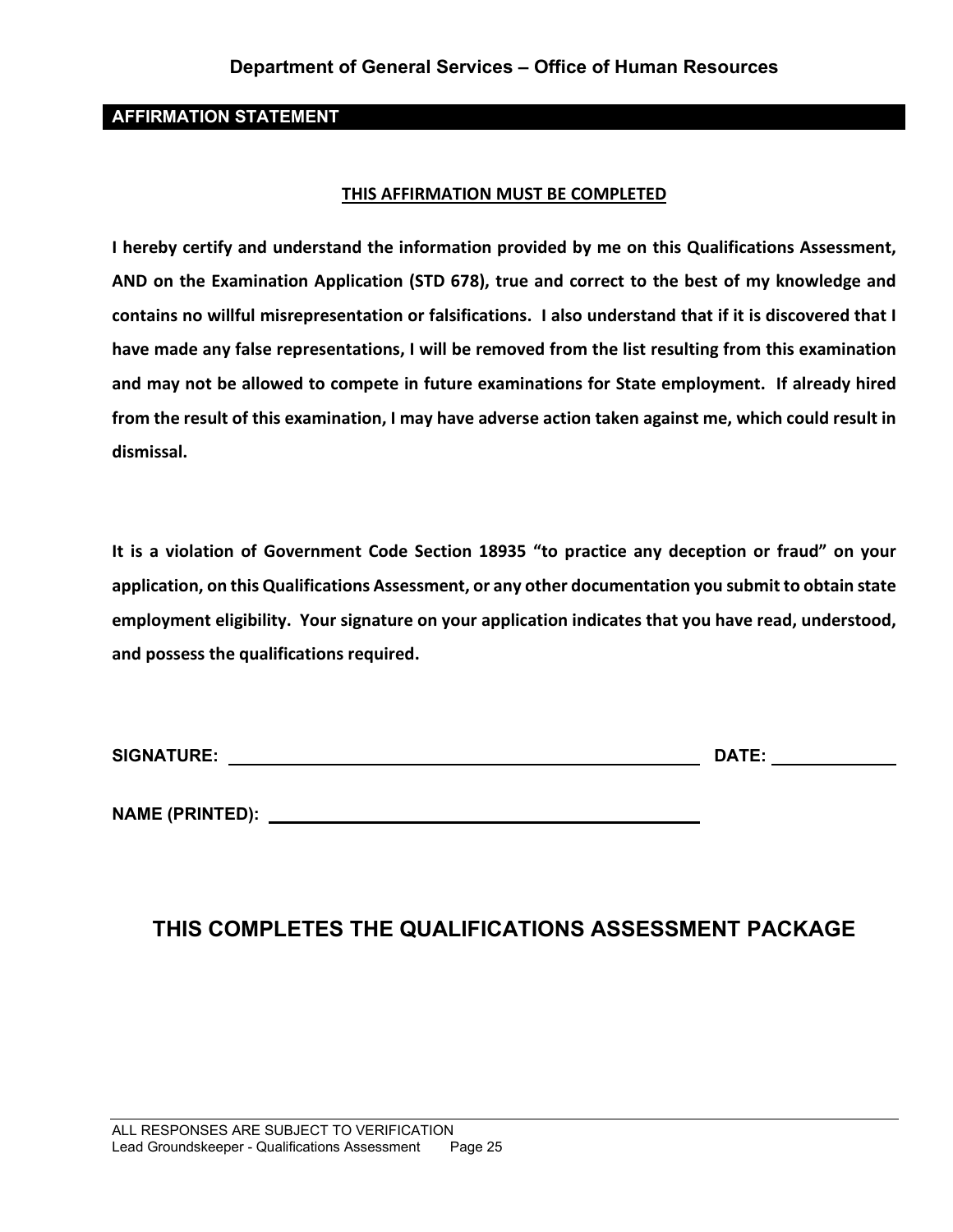## AFFIRMATION STATEMENT

**THIS AFFIRMATION MUST BE COMPLETED**

**I hereby certify and understand the information provided by me on this Qualifications Assessment, AND on the Examination Application (STD 678), true and correct to the best of my knowledge and contains no willful misrepresentation or falsifications. I also understand that if it is discovered that I have made any false representations, I will be removed from the list resulting from this examination and may not be allowed to compete in future examinations for State employment. If already hired from the result of this examination, I may have adverse action taken against me, which could result in dismissal.**

**It is a violation of Government Code Section 18935 "to practice any deception or fraud" on your application, on this Qualifications Assessment, or any other documentation you submit to obtain state employment eligibility. Your signature on your application indicates that you have read, understood, and possess the qualifications required.**

**SIGNATURE:** \_\_\_\_\_\_\_\_\_\_\_\_\_\_\_\_\_\_\_\_\_\_\_\_\_\_\_\_\_\_\_\_\_\_\_\_\_\_\_\_ **DATE:** \_\_\_\_\_\_\_\_\_\_\_\_

**NAME (PRINTED):** \_\_\_\_\_\_\_\_\_\_\_\_\_\_\_\_\_\_\_\_\_\_\_\_\_\_\_\_\_\_\_\_\_\_\_\_\_\_\_\_

# THIS COMPLETES THE QUALIFICATIONS ASSESSMENT PACKAGE